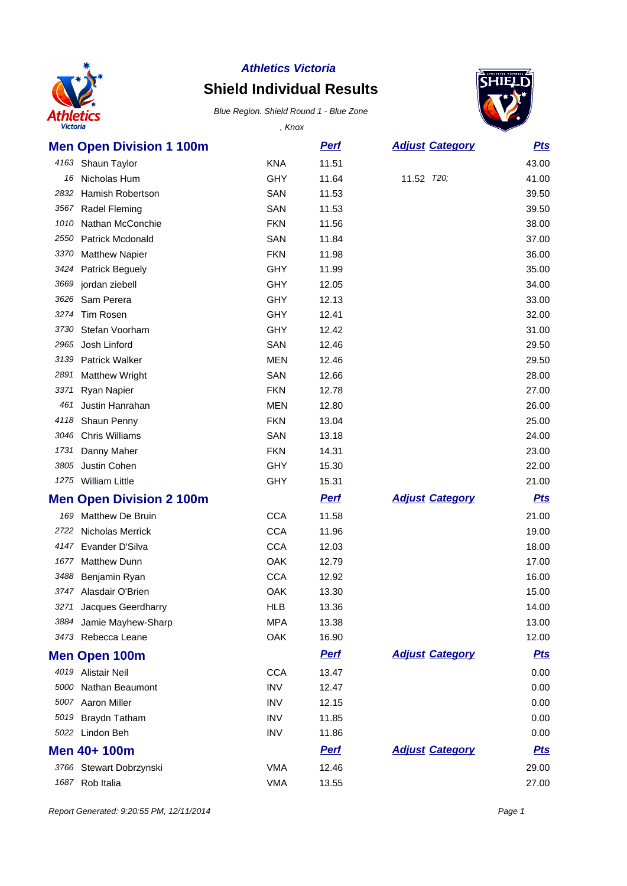*Athletics Victoria*

# Shield Individual Results

*Blue Region. Shield Round 1 - Blue Zone*

*, Knox*

## Men Open Division 1 100m

| | Name | Club | Perf | Adjust | Category | Pts |
|---|---|---|---|---|---|---|
| 4163 | Shaun Taylor | KNA | 11.51 | | | 43.00 |
| 16 | Nicholas Hum | GHY | 11.64 | 11.52 | T20; | 41.00 |
| 2832 | Hamish Robertson | SAN | 11.53 | | | 39.50 |
| 3567 | Radel Fleming | SAN | 11.53 | | | 39.50 |
| 1010 | Nathan McConchie | FKN | 11.56 | | | 38.00 |
| 2550 | Patrick Mcdonald | SAN | 11.84 | | | 37.00 |
| 3370 | Matthew Napier | FKN | 11.98 | | | 36.00 |
| 3424 | Patrick Beguely | GHY | 11.99 | | | 35.00 |
| 3669 | jordan ziebell | GHY | 12.05 | | | 34.00 |
| 3626 | Sam Perera | GHY | 12.13 | | | 33.00 |
| 3274 | Tim Rosen | GHY | 12.41 | | | 32.00 |
| 3730 | Stefan Voorham | GHY | 12.42 | | | 31.00 |
| 2965 | Josh Linford | SAN | 12.46 | | | 29.50 |
| 3139 | Patrick Walker | MEN | 12.46 | | | 29.50 |
| 2891 | Matthew Wright | SAN | 12.66 | | | 28.00 |
| 3371 | Ryan Napier | FKN | 12.78 | | | 27.00 |
| 461 | Justin Hanrahan | MEN | 12.80 | | | 26.00 |
| 4118 | Shaun Penny | FKN | 13.04 | | | 25.00 |
| 3046 | Chris Williams | SAN | 13.18 | | | 24.00 |
| 1731 | Danny Maher | FKN | 14.31 | | | 23.00 |
| 3805 | Justin Cohen | GHY | 15.30 | | | 22.00 |
| 1275 | William Little | GHY | 15.31 | | | 21.00 |

## Men Open Division 2 100m

| | Name | Club | Perf | Adjust | Category | Pts |
|---|---|---|---|---|---|---|
| 169 | Matthew De Bruin | CCA | 11.58 | | | 21.00 |
| 2722 | Nicholas Merrick | CCA | 11.96 | | | 19.00 |
| 4147 | Evander D'Silva | CCA | 12.03 | | | 18.00 |
| 1677 | Matthew Dunn | OAK | 12.79 | | | 17.00 |
| 3488 | Benjamin Ryan | CCA | 12.92 | | | 16.00 |
| 3747 | Alasdair O'Brien | OAK | 13.30 | | | 15.00 |
| 3271 | Jacques Geerdharry | HLB | 13.36 | | | 14.00 |
| 3884 | Jamie Mayhew-Sharp | MPA | 13.38 | | | 13.00 |
| 3473 | Rebecca Leane | OAK | 16.90 | | | 12.00 |

## Men Open 100m

| | Name | Club | Perf | Adjust | Category | Pts |
|---|---|---|---|---|---|---|
| 4019 | Alistair Neil | CCA | 13.47 | | | 0.00 |
| 5000 | Nathan Beaumont | INV | 12.47 | | | 0.00 |
| 5007 | Aaron Miller | INV | 12.15 | | | 0.00 |
| 5019 | Braydn Tatham | INV | 11.85 | | | 0.00 |
| 5022 | Lindon Beh | INV | 11.86 | | | 0.00 |

## Men 40+ 100m

| | Name | Club | Perf | Adjust | Category | Pts |
|---|---|---|---|---|---|---|
| 3766 | Stewart Dobrzynski | VMA | 12.46 | | | 29.00 |
| 1687 | Rob Italia | VMA | 13.55 | | | 27.00 |

*Report Generated: 9:20:55 PM, 12/11/2014*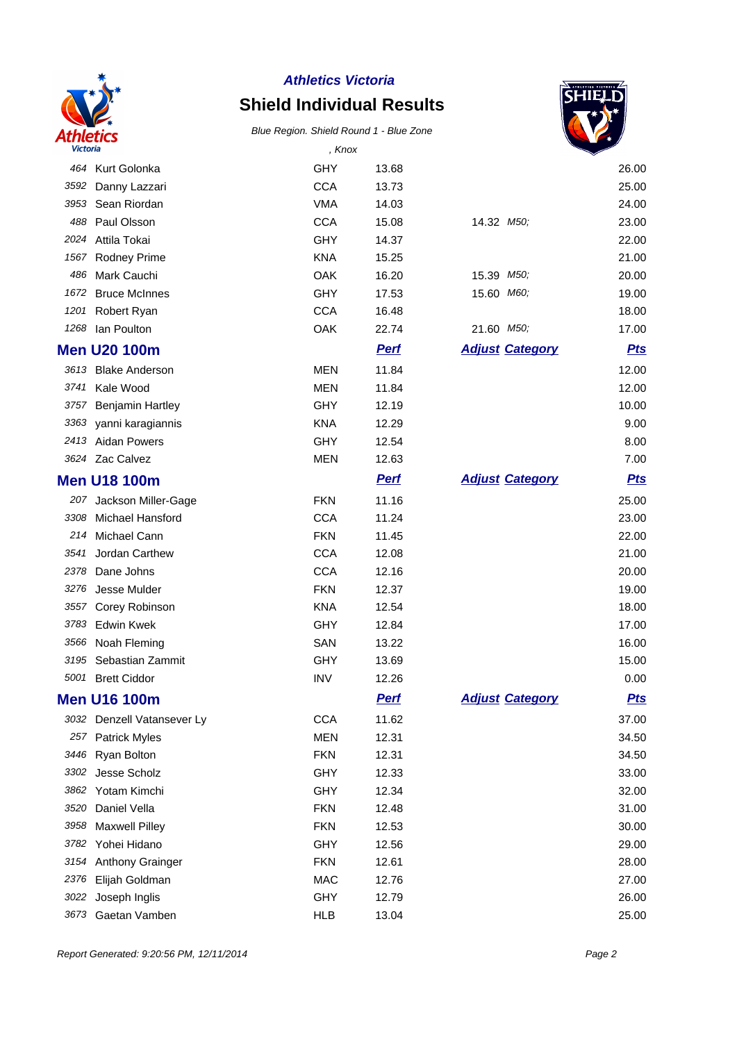*Athletics Victoria*

## Shield Individual Results

*Blue Region. Shield Round 1 - Blue Zone*

*, Knox*

| | | | | | | |
|---|---|---|---|---|---|---|
| 464 | Kurt Golonka | GHY | 13.68 | | | 26.00 |
| 3592 | Danny Lazzari | CCA | 13.73 | | | 25.00 |
| 3953 | Sean Riordan | VMA | 14.03 | | | 24.00 |
| 488 | Paul Olsson | CCA | 15.08 | 14.32 | *M50;* | 23.00 |
| 2024 | Attila Tokai | GHY | 14.37 | | | 22.00 |
| 1567 | Rodney Prime | KNA | 15.25 | | | 21.00 |
| 486 | Mark Cauchi | OAK | 16.20 | 15.39 | *M50;* | 20.00 |
| 1672 | Bruce McInnes | GHY | 17.53 | 15.60 | *M60;* | 19.00 |
| 1201 | Robert Ryan | CCA | 16.48 | | | 18.00 |
| 1268 | Ian Poulton | OAK | 22.74 | 21.60 | *M50;* | 17.00 |

### Men U20 100m

| | | | Perf | Adjust | Category | Pts |
|---|---|---|---|---|---|---|
| 3613 | Blake Anderson | MEN | 11.84 | | | 12.00 |
| 3741 | Kale Wood | MEN | 11.84 | | | 12.00 |
| 3757 | Benjamin Hartley | GHY | 12.19 | | | 10.00 |
| 3363 | yanni karagiannis | KNA | 12.29 | | | 9.00 |
| 2413 | Aidan Powers | GHY | 12.54 | | | 8.00 |
| 3624 | Zac Calvez | MEN | 12.63 | | | 7.00 |

### Men U18 100m

| | | | Perf | Adjust | Category | Pts |
|---|---|---|---|---|---|---|
| 207 | Jackson Miller-Gage | FKN | 11.16 | | | 25.00 |
| 3308 | Michael Hansford | CCA | 11.24 | | | 23.00 |
| 214 | Michael Cann | FKN | 11.45 | | | 22.00 |
| 3541 | Jordan Carthew | CCA | 12.08 | | | 21.00 |
| 2378 | Dane Johns | CCA | 12.16 | | | 20.00 |
| 3276 | Jesse Mulder | FKN | 12.37 | | | 19.00 |
| 3557 | Corey Robinson | KNA | 12.54 | | | 18.00 |
| 3783 | Edwin Kwek | GHY | 12.84 | | | 17.00 |
| 3566 | Noah Fleming | SAN | 13.22 | | | 16.00 |
| 3195 | Sebastian Zammit | GHY | 13.69 | | | 15.00 |
| 5001 | Brett Ciddor | INV | 12.26 | | | 0.00 |

### Men U16 100m

| | | | Perf | Adjust | Category | Pts |
|---|---|---|---|---|---|---|
| 3032 | Denzell Vatansever Ly | CCA | 11.62 | | | 37.00 |
| 257 | Patrick Myles | MEN | 12.31 | | | 34.50 |
| 3446 | Ryan Bolton | FKN | 12.31 | | | 34.50 |
| 3302 | Jesse Scholz | GHY | 12.33 | | | 33.00 |
| 3862 | Yotam Kimchi | GHY | 12.34 | | | 32.00 |
| 3520 | Daniel Vella | FKN | 12.48 | | | 31.00 |
| 3958 | Maxwell Pilley | FKN | 12.53 | | | 30.00 |
| 3782 | Yohei Hidano | GHY | 12.56 | | | 29.00 |
| 3154 | Anthony Grainger | FKN | 12.61 | | | 28.00 |
| 2376 | Elijah Goldman | MAC | 12.76 | | | 27.00 |
| 3022 | Joseph Inglis | GHY | 12.79 | | | 26.00 |
| 3673 | Gaetan Vamben | HLB | 13.04 | | | 25.00 |

*Report Generated: 9:20:56 PM, 12/11/2014*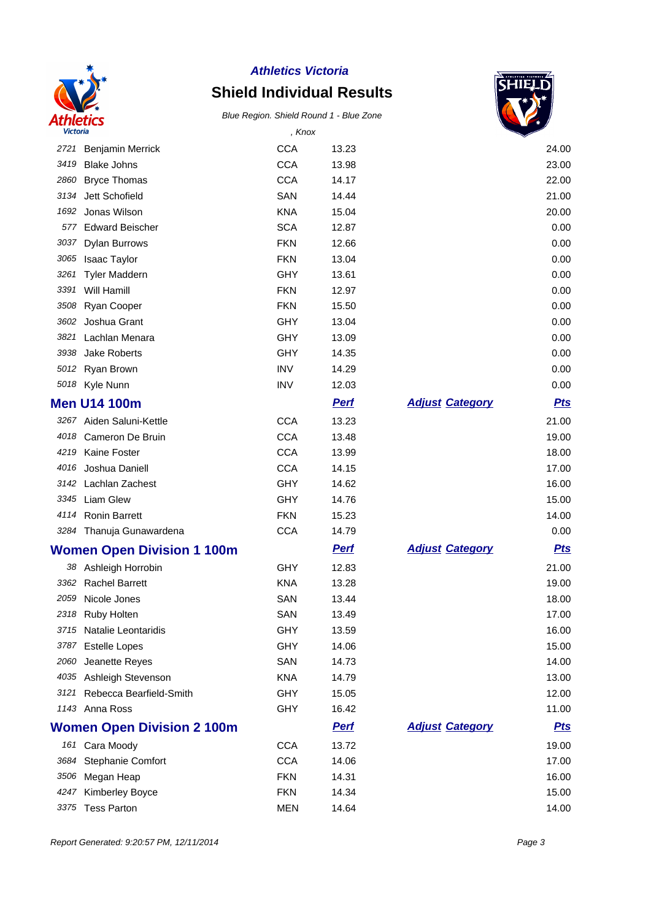*Athletics Victoria*

## Shield Individual Results

*Blue Region. Shield Round 1 - Blue Zone*

*, Knox*

| | | | | | |
|---|---|---|---|---|---|
| 2721 | Benjamin Merrick | CCA | 13.23 | | 24.00 |
| 3419 | Blake Johns | CCA | 13.98 | | 23.00 |
| 2860 | Bryce Thomas | CCA | 14.17 | | 22.00 |
| 3134 | Jett Schofield | SAN | 14.44 | | 21.00 |
| 1692 | Jonas Wilson | KNA | 15.04 | | 20.00 |
| 577 | Edward Beischer | SCA | 12.87 | | 0.00 |
| 3037 | Dylan Burrows | FKN | 12.66 | | 0.00 |
| 3065 | Isaac Taylor | FKN | 13.04 | | 0.00 |
| 3261 | Tyler Maddern | GHY | 13.61 | | 0.00 |
| 3391 | Will Hamill | FKN | 12.97 | | 0.00 |
| 3508 | Ryan Cooper | FKN | 15.50 | | 0.00 |
| 3602 | Joshua Grant | GHY | 13.04 | | 0.00 |
| 3821 | Lachlan Menara | GHY | 13.09 | | 0.00 |
| 3938 | Jake Roberts | GHY | 14.35 | | 0.00 |
| 5012 | Ryan Brown | INV | 14.29 | | 0.00 |
| 5018 | Kyle Nunn | INV | 12.03 | | 0.00 |

### Men U14 100m

| | | | Perf | Adjust Category | Pts |
|---|---|---|---|---|---|
| 3267 | Aiden Saluni-Kettle | CCA | 13.23 | | 21.00 |
| 4018 | Cameron De Bruin | CCA | 13.48 | | 19.00 |
| 4219 | Kaine Foster | CCA | 13.99 | | 18.00 |
| 4016 | Joshua Daniell | CCA | 14.15 | | 17.00 |
| 3142 | Lachlan Zachest | GHY | 14.62 | | 16.00 |
| 3345 | Liam Glew | GHY | 14.76 | | 15.00 |
| 4114 | Ronin Barrett | FKN | 15.23 | | 14.00 |
| 3284 | Thanuja Gunawardena | CCA | 14.79 | | 0.00 |

### Women Open Division 1 100m

| | | | Perf | Adjust Category | Pts |
|---|---|---|---|---|---|
| 38 | Ashleigh Horrobin | GHY | 12.83 | | 21.00 |
| 3362 | Rachel Barrett | KNA | 13.28 | | 19.00 |
| 2059 | Nicole Jones | SAN | 13.44 | | 18.00 |
| 2318 | Ruby Holten | SAN | 13.49 | | 17.00 |
| 3715 | Natalie Leontaridis | GHY | 13.59 | | 16.00 |
| 3787 | Estelle Lopes | GHY | 14.06 | | 15.00 |
| 2060 | Jeanette Reyes | SAN | 14.73 | | 14.00 |
| 4035 | Ashleigh Stevenson | KNA | 14.79 | | 13.00 |
| 3121 | Rebecca Bearfield-Smith | GHY | 15.05 | | 12.00 |
| 1143 | Anna Ross | GHY | 16.42 | | 11.00 |

### Women Open Division 2 100m

| | | | Perf | Adjust Category | Pts |
|---|---|---|---|---|---|
| 161 | Cara Moody | CCA | 13.72 | | 19.00 |
| 3684 | Stephanie Comfort | CCA | 14.06 | | 17.00 |
| 3506 | Megan Heap | FKN | 14.31 | | 16.00 |
| 4247 | Kimberley Boyce | FKN | 14.34 | | 15.00 |
| 3375 | Tess Parton | MEN | 14.64 | | 14.00 |

*Report Generated: 9:20:57 PM, 12/11/2014*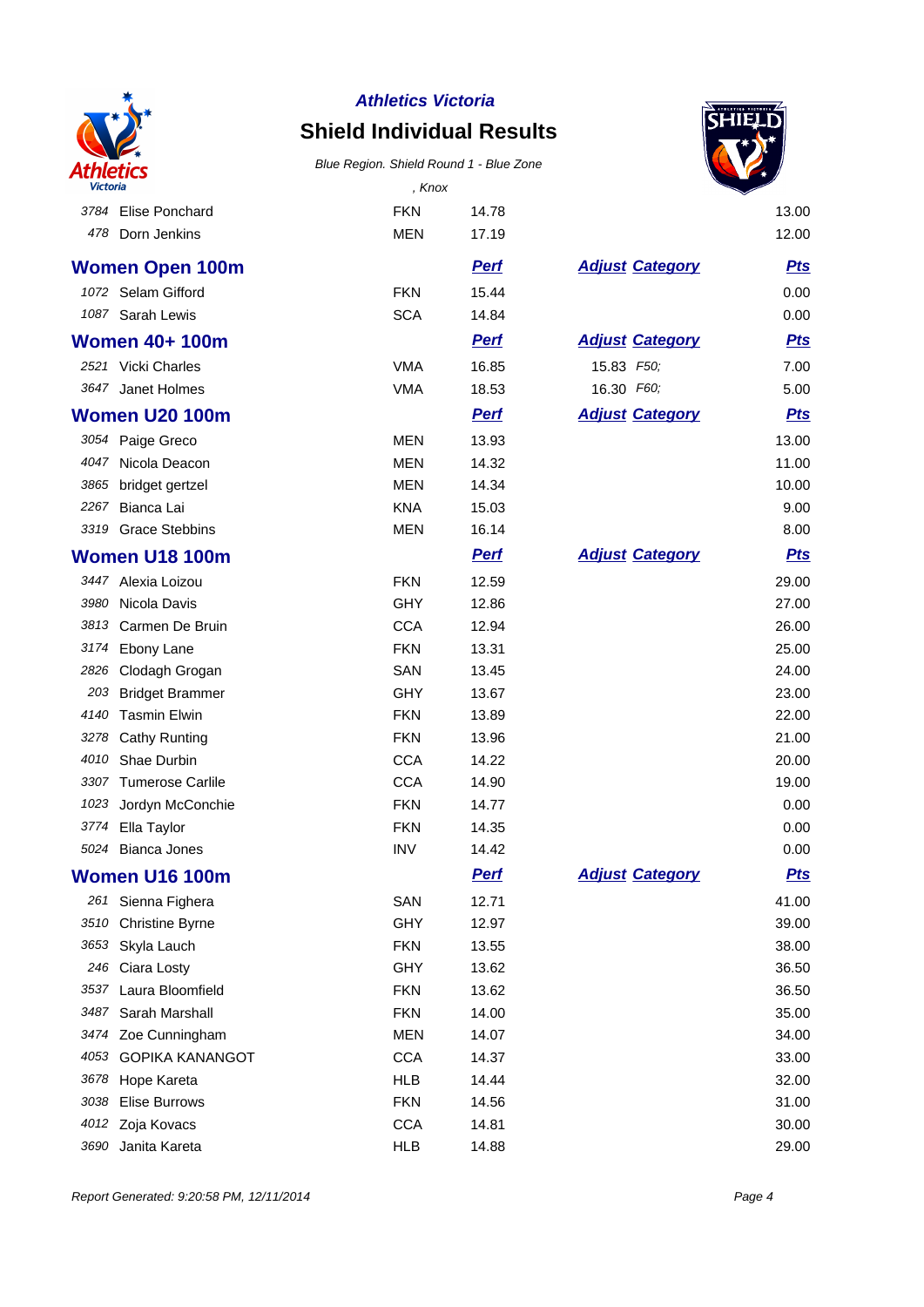**Athletics Victoria**

## Shield Individual Results

*Blue Region. Shield Round 1 - Blue Zone*

*, Knox*

| | | | | | |
|---|---|---|---|---|---|
| 3784 | Elise Ponchard | FKN | 14.78 | | 13.00 |
| 478 | Dorn Jenkins | MEN | 17.19 | | 12.00 |

### Women Open 100m

| # | Name | Club | Perf | Adjust Category | Pts |
|---|---|---|---|---|---|
| 1072 | Selam Gifford | FKN | 15.44 | | 0.00 |
| 1087 | Sarah Lewis | SCA | 14.84 | | 0.00 |

### Women 40+ 100m

| # | Name | Club | Perf | Adjust Category | Pts |
|---|---|---|---|---|---|
| 2521 | Vicki Charles | VMA | 16.85 | 15.83 *F50;* | 7.00 |
| 3647 | Janet Holmes | VMA | 18.53 | 16.30 *F60;* | 5.00 |

### Women U20 100m

| # | Name | Club | Perf | Adjust Category | Pts |
|---|---|---|---|---|---|
| 3054 | Paige Greco | MEN | 13.93 | | 13.00 |
| 4047 | Nicola Deacon | MEN | 14.32 | | 11.00 |
| 3865 | bridget gertzel | MEN | 14.34 | | 10.00 |
| 2267 | Bianca Lai | KNA | 15.03 | | 9.00 |
| 3319 | Grace Stebbins | MEN | 16.14 | | 8.00 |

### Women U18 100m

| # | Name | Club | Perf | Adjust Category | Pts |
|---|---|---|---|---|---|
| 3447 | Alexia Loizou | FKN | 12.59 | | 29.00 |
| 3980 | Nicola Davis | GHY | 12.86 | | 27.00 |
| 3813 | Carmen De Bruin | CCA | 12.94 | | 26.00 |
| 3174 | Ebony Lane | FKN | 13.31 | | 25.00 |
| 2826 | Clodagh Grogan | SAN | 13.45 | | 24.00 |
| 203 | Bridget Brammer | GHY | 13.67 | | 23.00 |
| 4140 | Tasmin Elwin | FKN | 13.89 | | 22.00 |
| 3278 | Cathy Runting | FKN | 13.96 | | 21.00 |
| 4010 | Shae Durbin | CCA | 14.22 | | 20.00 |
| 3307 | Tumerose Carlile | CCA | 14.90 | | 19.00 |
| 1023 | Jordyn McConchie | FKN | 14.77 | | 0.00 |
| 3774 | Ella Taylor | FKN | 14.35 | | 0.00 |
| 5024 | Bianca Jones | INV | 14.42 | | 0.00 |

### Women U16 100m

| # | Name | Club | Perf | Adjust Category | Pts |
|---|---|---|---|---|---|
| 261 | Sienna Fighera | SAN | 12.71 | | 41.00 |
| 3510 | Christine Byrne | GHY | 12.97 | | 39.00 |
| 3653 | Skyla Lauch | FKN | 13.55 | | 38.00 |
| 246 | Ciara Losty | GHY | 13.62 | | 36.50 |
| 3537 | Laura Bloomfield | FKN | 13.62 | | 36.50 |
| 3487 | Sarah Marshall | FKN | 14.00 | | 35.00 |
| 3474 | Zoe Cunningham | MEN | 14.07 | | 34.00 |
| 4053 | GOPIKA KANANGOT | CCA | 14.37 | | 33.00 |
| 3678 | Hope Kareta | HLB | 14.44 | | 32.00 |
| 3038 | Elise Burrows | FKN | 14.56 | | 31.00 |
| 4012 | Zoja Kovacs | CCA | 14.81 | | 30.00 |
| 3690 | Janita Kareta | HLB | 14.88 | | 29.00 |

*Report Generated: 9:20:58 PM, 12/11/2014*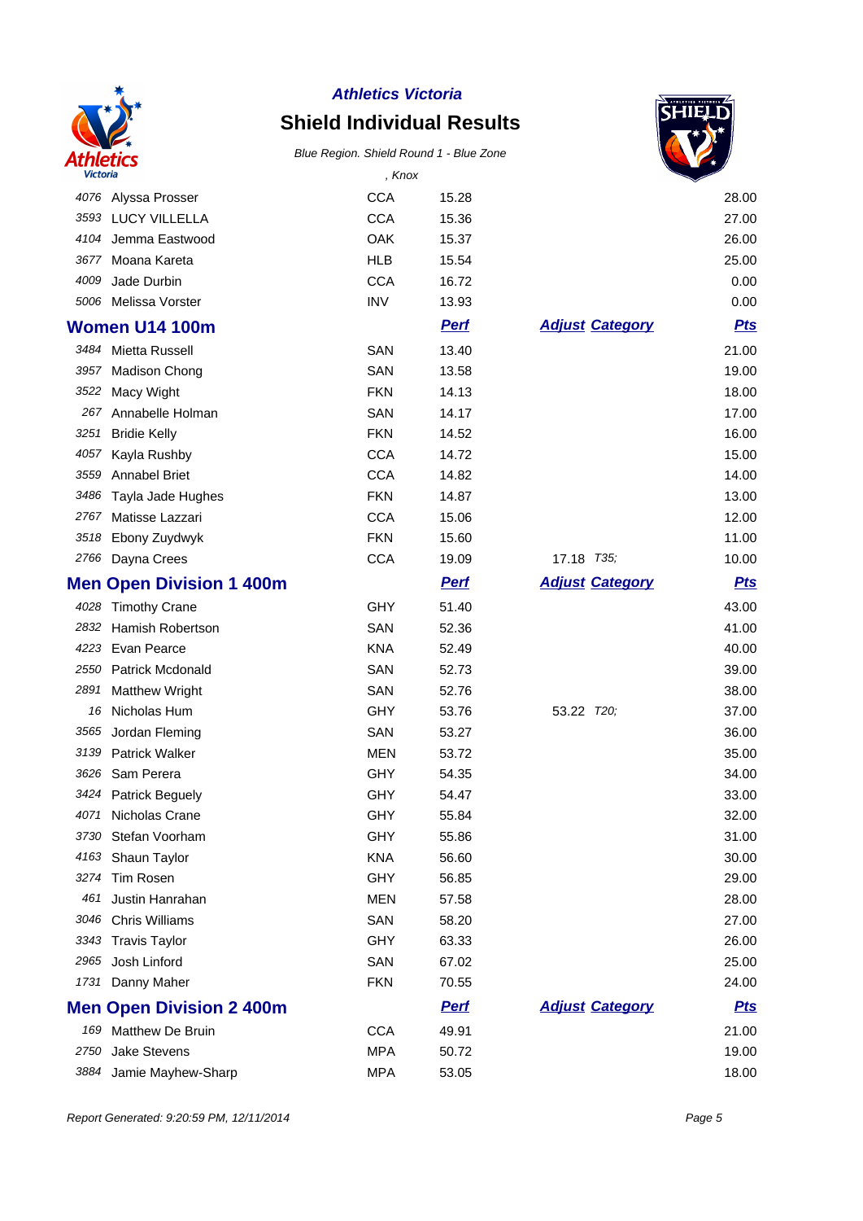**Athletics Victoria**

# Shield Individual Results

*Blue Region. Shield Round 1 - Blue Zone*

*, Knox*

| | | | | | |
|---|---|---|---|---|---|
| 4076 | Alyssa Prosser | CCA | 15.28 | | 28.00 |
| 3593 | LUCY VILLELLA | CCA | 15.36 | | 27.00 |
| 4104 | Jemma Eastwood | OAK | 15.37 | | 26.00 |
| 3677 | Moana Kareta | HLB | 15.54 | | 25.00 |
| 4009 | Jade Durbin | CCA | 16.72 | | 0.00 |
| 5006 | Melissa Vorster | INV | 13.93 | | 0.00 |

## Women U14 100m

| | | | Perf | Adjust Category | Pts |
|---|---|---|---|---|---|
| 3484 | Mietta Russell | SAN | 13.40 | | 21.00 |
| 3957 | Madison Chong | SAN | 13.58 | | 19.00 |
| 3522 | Macy Wight | FKN | 14.13 | | 18.00 |
| 267 | Annabelle Holman | SAN | 14.17 | | 17.00 |
| 3251 | Bridie Kelly | FKN | 14.52 | | 16.00 |
| 4057 | Kayla Rushby | CCA | 14.72 | | 15.00 |
| 3559 | Annabel Briet | CCA | 14.82 | | 14.00 |
| 3486 | Tayla Jade Hughes | FKN | 14.87 | | 13.00 |
| 2767 | Matisse Lazzari | CCA | 15.06 | | 12.00 |
| 3518 | Ebony Zuydwyk | FKN | 15.60 | | 11.00 |
| 2766 | Dayna Crees | CCA | 19.09 | 17.18 T35; | 10.00 |

## Men Open Division 1 400m

| | | | Perf | Adjust Category | Pts |
|---|---|---|---|---|---|
| 4028 | Timothy Crane | GHY | 51.40 | | 43.00 |
| 2832 | Hamish Robertson | SAN | 52.36 | | 41.00 |
| 4223 | Evan Pearce | KNA | 52.49 | | 40.00 |
| 2550 | Patrick Mcdonald | SAN | 52.73 | | 39.00 |
| 2891 | Matthew Wright | SAN | 52.76 | | 38.00 |
| 16 | Nicholas Hum | GHY | 53.76 | 53.22 T20; | 37.00 |
| 3565 | Jordan Fleming | SAN | 53.27 | | 36.00 |
| 3139 | Patrick Walker | MEN | 53.72 | | 35.00 |
| 3626 | Sam Perera | GHY | 54.35 | | 34.00 |
| 3424 | Patrick Beguely | GHY | 54.47 | | 33.00 |
| 4071 | Nicholas Crane | GHY | 55.84 | | 32.00 |
| 3730 | Stefan Voorham | GHY | 55.86 | | 31.00 |
| 4163 | Shaun Taylor | KNA | 56.60 | | 30.00 |
| 3274 | Tim Rosen | GHY | 56.85 | | 29.00 |
| 461 | Justin Hanrahan | MEN | 57.58 | | 28.00 |
| 3046 | Chris Williams | SAN | 58.20 | | 27.00 |
| 3343 | Travis Taylor | GHY | 63.33 | | 26.00 |
| 2965 | Josh Linford | SAN | 67.02 | | 25.00 |
| 1731 | Danny Maher | FKN | 70.55 | | 24.00 |

## Men Open Division 2 400m

| | | | Perf | Adjust Category | Pts |
|---|---|---|---|---|---|
| 169 | Matthew De Bruin | CCA | 49.91 | | 21.00 |
| 2750 | Jake Stevens | MPA | 50.72 | | 19.00 |
| 3884 | Jamie Mayhew-Sharp | MPA | 53.05 | | 18.00 |

*Report Generated: 9:20:59 PM, 12/11/2014*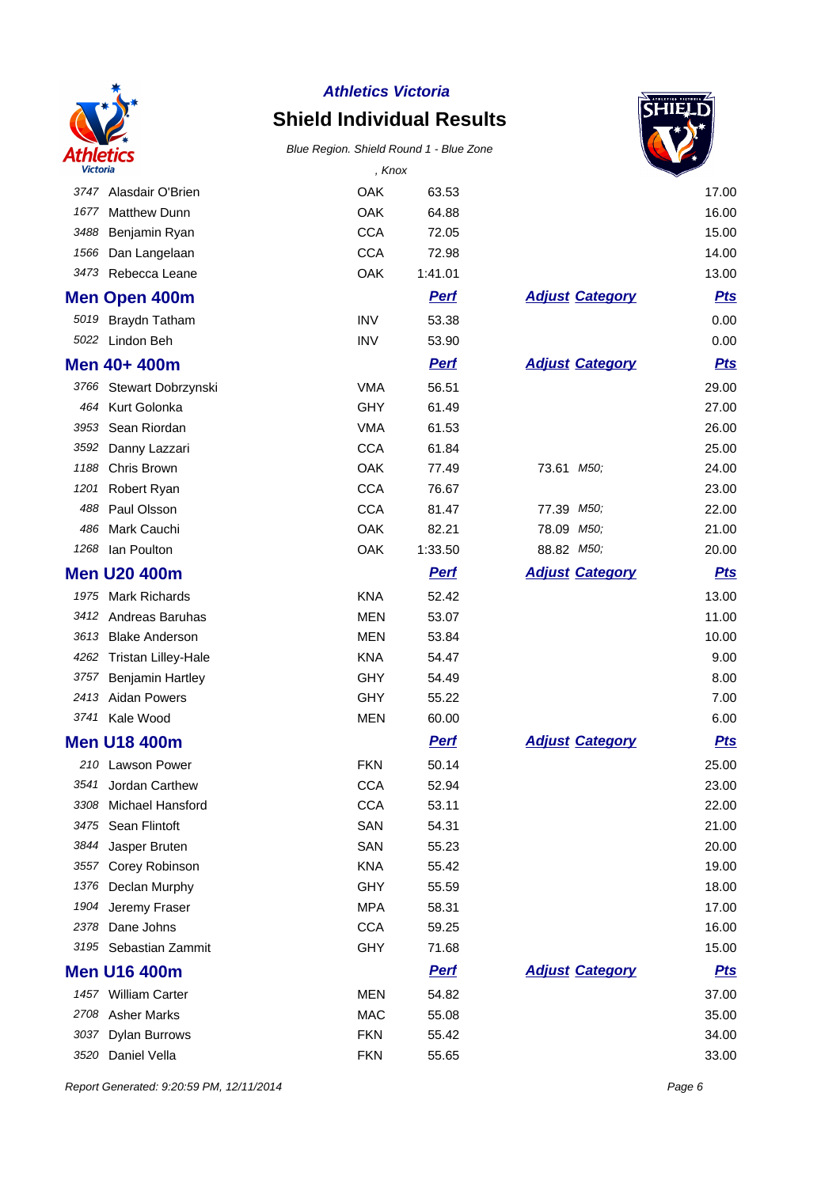*Athletics Victoria*

# Shield Individual Results

*Blue Region. Shield Round 1 - Blue Zone*

*, Knox*

| | | | | | | |
|---|---|---|---|---|---|---|
| 3747 | Alasdair O'Brien | OAK | 63.53 | | | 17.00 |
| 1677 | Matthew Dunn | OAK | 64.88 | | | 16.00 |
| 3488 | Benjamin Ryan | CCA | 72.05 | | | 15.00 |
| 1566 | Dan Langelaan | CCA | 72.98 | | | 14.00 |
| 3473 | Rebecca Leane | OAK | 1:41.01 | | | 13.00 |

## Men Open 400m

| | | | Perf | Adjust | Category | Pts |
|---|---|---|---|---|---|---|
| 5019 | Braydn Tatham | INV | 53.38 | | | 0.00 |
| 5022 | Lindon Beh | INV | 53.90 | | | 0.00 |

## Men 40+ 400m

| | | | Perf | Adjust | Category | Pts |
|---|---|---|---|---|---|---|
| 3766 | Stewart Dobrzynski | VMA | 56.51 | | | 29.00 |
| 464 | Kurt Golonka | GHY | 61.49 | | | 27.00 |
| 3953 | Sean Riordan | VMA | 61.53 | | | 26.00 |
| 3592 | Danny Lazzari | CCA | 61.84 | | | 25.00 |
| 1188 | Chris Brown | OAK | 77.49 | 73.61 | M50; | 24.00 |
| 1201 | Robert Ryan | CCA | 76.67 | | | 23.00 |
| 488 | Paul Olsson | CCA | 81.47 | 77.39 | M50; | 22.00 |
| 486 | Mark Cauchi | OAK | 82.21 | 78.09 | M50; | 21.00 |
| 1268 | Ian Poulton | OAK | 1:33.50 | 88.82 | M50; | 20.00 |

## Men U20 400m

| | | | Perf | Adjust | Category | Pts |
|---|---|---|---|---|---|---|
| 1975 | Mark Richards | KNA | 52.42 | | | 13.00 |
| 3412 | Andreas Baruhas | MEN | 53.07 | | | 11.00 |
| 3613 | Blake Anderson | MEN | 53.84 | | | 10.00 |
| 4262 | Tristan Lilley-Hale | KNA | 54.47 | | | 9.00 |
| 3757 | Benjamin Hartley | GHY | 54.49 | | | 8.00 |
| 2413 | Aidan Powers | GHY | 55.22 | | | 7.00 |
| 3741 | Kale Wood | MEN | 60.00 | | | 6.00 |

## Men U18 400m

| | | | Perf | Adjust | Category | Pts |
|---|---|---|---|---|---|---|
| 210 | Lawson Power | FKN | 50.14 | | | 25.00 |
| 3541 | Jordan Carthew | CCA | 52.94 | | | 23.00 |
| 3308 | Michael Hansford | CCA | 53.11 | | | 22.00 |
| 3475 | Sean Flintoft | SAN | 54.31 | | | 21.00 |
| 3844 | Jasper Bruten | SAN | 55.23 | | | 20.00 |
| 3557 | Corey Robinson | KNA | 55.42 | | | 19.00 |
| 1376 | Declan Murphy | GHY | 55.59 | | | 18.00 |
| 1904 | Jeremy Fraser | MPA | 58.31 | | | 17.00 |
| 2378 | Dane Johns | CCA | 59.25 | | | 16.00 |
| 3195 | Sebastian Zammit | GHY | 71.68 | | | 15.00 |

## Men U16 400m

| | | | Perf | Adjust | Category | Pts |
|---|---|---|---|---|---|---|
| 1457 | William Carter | MEN | 54.82 | | | 37.00 |
| 2708 | Asher Marks | MAC | 55.08 | | | 35.00 |
| 3037 | Dylan Burrows | FKN | 55.42 | | | 34.00 |
| 3520 | Daniel Vella | FKN | 55.65 | | | 33.00 |

*Report Generated: 9:20:59 PM, 12/11/2014*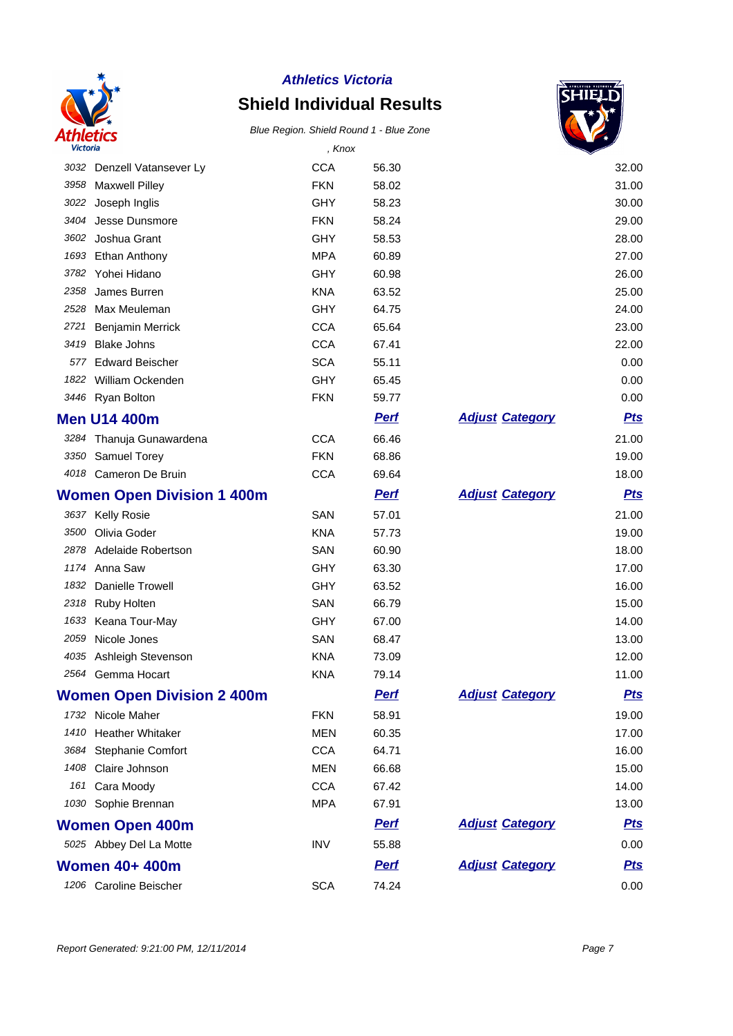*Athletics Victoria*

**Shield Individual Results**

*Blue Region. Shield Round 1 - Blue Zone*

*, Knox*

| | | | | | Pts |
|---|---|---|---|---|---|
| 3032 | Denzell Vatansever Ly | CCA | 56.30 | | 32.00 |
| 3958 | Maxwell Pilley | FKN | 58.02 | | 31.00 |
| 3022 | Joseph Inglis | GHY | 58.23 | | 30.00 |
| 3404 | Jesse Dunsmore | FKN | 58.24 | | 29.00 |
| 3602 | Joshua Grant | GHY | 58.53 | | 28.00 |
| 1693 | Ethan Anthony | MPA | 60.89 | | 27.00 |
| 3782 | Yohei Hidano | GHY | 60.98 | | 26.00 |
| 2358 | James Burren | KNA | 63.52 | | 25.00 |
| 2528 | Max Meuleman | GHY | 64.75 | | 24.00 |
| 2721 | Benjamin Merrick | CCA | 65.64 | | 23.00 |
| 3419 | Blake Johns | CCA | 67.41 | | 22.00 |
| 577 | Edward Beischer | SCA | 55.11 | | 0.00 |
| 1822 | William Ockenden | GHY | 65.45 | | 0.00 |
| 3446 | Ryan Bolton | FKN | 59.77 | | 0.00 |

## Men U14 400m

| | | | Perf | Adjust Category | Pts |
|---|---|---|---|---|---|
| 3284 | Thanuja Gunawardena | CCA | 66.46 | | 21.00 |
| 3350 | Samuel Torey | FKN | 68.86 | | 19.00 |
| 4018 | Cameron De Bruin | CCA | 69.64 | | 18.00 |

## Women Open Division 1 400m

| | | | Perf | Adjust Category | Pts |
|---|---|---|---|---|---|
| 3637 | Kelly Rosie | SAN | 57.01 | | 21.00 |
| 3500 | Olivia Goder | KNA | 57.73 | | 19.00 |
| 2878 | Adelaide Robertson | SAN | 60.90 | | 18.00 |
| 1174 | Anna Saw | GHY | 63.30 | | 17.00 |
| 1832 | Danielle Trowell | GHY | 63.52 | | 16.00 |
| 2318 | Ruby Holten | SAN | 66.79 | | 15.00 |
| 1633 | Keana Tour-May | GHY | 67.00 | | 14.00 |
| 2059 | Nicole Jones | SAN | 68.47 | | 13.00 |
| 4035 | Ashleigh Stevenson | KNA | 73.09 | | 12.00 |
| 2564 | Gemma Hocart | KNA | 79.14 | | 11.00 |

## Women Open Division 2 400m

| | | | Perf | Adjust Category | Pts |
|---|---|---|---|---|---|
| 1732 | Nicole Maher | FKN | 58.91 | | 19.00 |
| 1410 | Heather Whitaker | MEN | 60.35 | | 17.00 |
| 3684 | Stephanie Comfort | CCA | 64.71 | | 16.00 |
| 1408 | Claire Johnson | MEN | 66.68 | | 15.00 |
| 161 | Cara Moody | CCA | 67.42 | | 14.00 |
| 1030 | Sophie Brennan | MPA | 67.91 | | 13.00 |

## Women Open 400m

| | | | Perf | Adjust Category | Pts |
|---|---|---|---|---|---|
| 5025 | Abbey Del La Motte | INV | 55.88 | | 0.00 |

## Women 40+ 400m

| | | | Perf | Adjust Category | Pts |
|---|---|---|---|---|---|
| 1206 | Caroline Beischer | SCA | 74.24 | | 0.00 |

*Report Generated: 9:21:00 PM, 12/11/2014*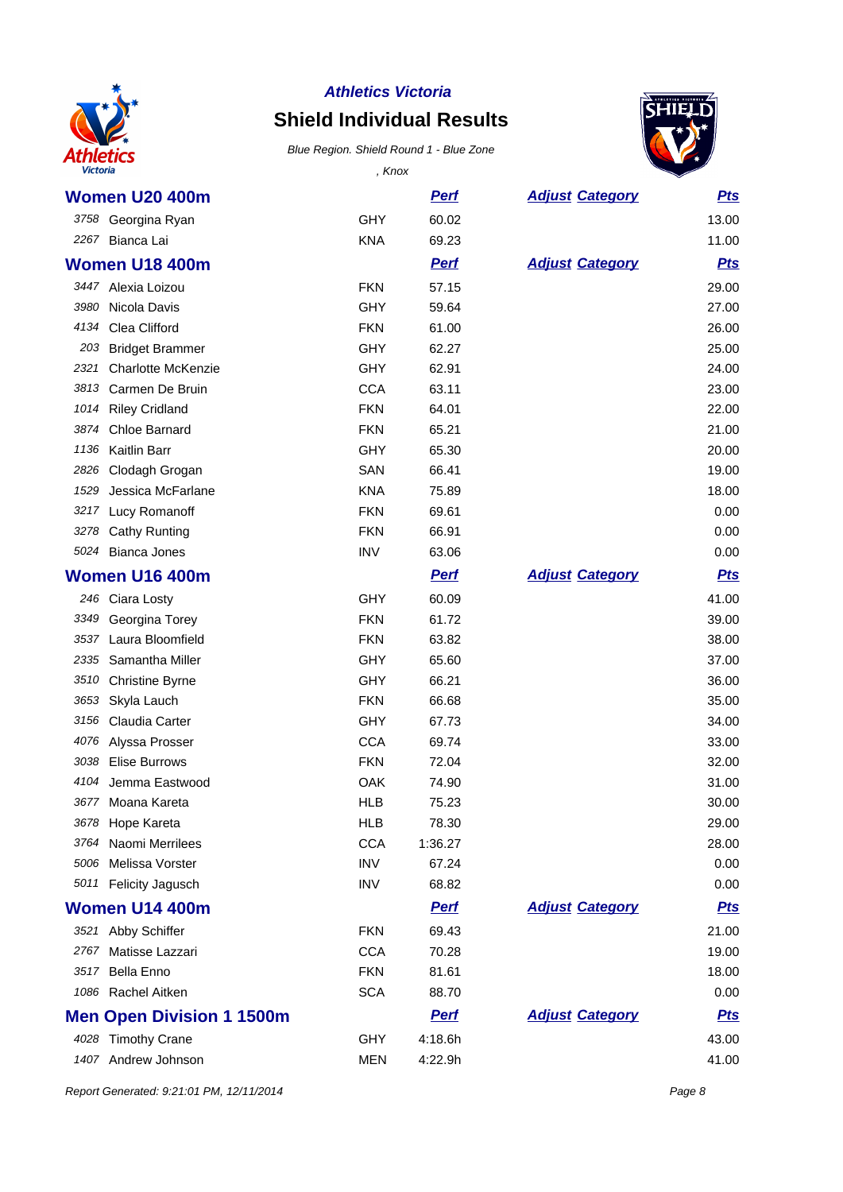# Athletics Victoria

## Shield Individual Results

*Blue Region. Shield Round 1 - Blue Zone*

*, Knox*

### Women U20 400m

| | | | Perf | Adjust Category | Pts |
|---|---|---|---|---|---|
| 3758 | Georgina Ryan | GHY | 60.02 | | 13.00 |
| 2267 | Bianca Lai | KNA | 69.23 | | 11.00 |

### Women U18 400m

| | | | Perf | Adjust Category | Pts |
|---|---|---|---|---|---|
| 3447 | Alexia Loizou | FKN | 57.15 | | 29.00 |
| 3980 | Nicola Davis | GHY | 59.64 | | 27.00 |
| 4134 | Clea Clifford | FKN | 61.00 | | 26.00 |
| 203 | Bridget Brammer | GHY | 62.27 | | 25.00 |
| 2321 | Charlotte McKenzie | GHY | 62.91 | | 24.00 |
| 3813 | Carmen De Bruin | CCA | 63.11 | | 23.00 |
| 1014 | Riley Cridland | FKN | 64.01 | | 22.00 |
| 3874 | Chloe Barnard | FKN | 65.21 | | 21.00 |
| 1136 | Kaitlin Barr | GHY | 65.30 | | 20.00 |
| 2826 | Clodagh Grogan | SAN | 66.41 | | 19.00 |
| 1529 | Jessica McFarlane | KNA | 75.89 | | 18.00 |
| 3217 | Lucy Romanoff | FKN | 69.61 | | 0.00 |
| 3278 | Cathy Runting | FKN | 66.91 | | 0.00 |
| 5024 | Bianca Jones | INV | 63.06 | | 0.00 |

### Women U16 400m

| | | | Perf | Adjust Category | Pts |
|---|---|---|---|---|---|
| 246 | Ciara Losty | GHY | 60.09 | | 41.00 |
| 3349 | Georgina Torey | FKN | 61.72 | | 39.00 |
| 3537 | Laura Bloomfield | FKN | 63.82 | | 38.00 |
| 2335 | Samantha Miller | GHY | 65.60 | | 37.00 |
| 3510 | Christine Byrne | GHY | 66.21 | | 36.00 |
| 3653 | Skyla Lauch | FKN | 66.68 | | 35.00 |
| 3156 | Claudia Carter | GHY | 67.73 | | 34.00 |
| 4076 | Alyssa Prosser | CCA | 69.74 | | 33.00 |
| 3038 | Elise Burrows | FKN | 72.04 | | 32.00 |
| 4104 | Jemma Eastwood | OAK | 74.90 | | 31.00 |
| 3677 | Moana Kareta | HLB | 75.23 | | 30.00 |
| 3678 | Hope Kareta | HLB | 78.30 | | 29.00 |
| 3764 | Naomi Merrilees | CCA | 1:36.27 | | 28.00 |
| 5006 | Melissa Vorster | INV | 67.24 | | 0.00 |
| 5011 | Felicity Jagusch | INV | 68.82 | | 0.00 |

### Women U14 400m

| | | | Perf | Adjust Category | Pts |
|---|---|---|---|---|---|
| 3521 | Abby Schiffer | FKN | 69.43 | | 21.00 |
| 2767 | Matisse Lazzari | CCA | 70.28 | | 19.00 |
| 3517 | Bella Enno | FKN | 81.61 | | 18.00 |
| 1086 | Rachel Aitken | SCA | 88.70 | | 0.00 |

### Men Open Division 1 1500m

| | | | Perf | Adjust Category | Pts |
|---|---|---|---|---|---|
| 4028 | Timothy Crane | GHY | 4:18.6h | | 43.00 |
| 1407 | Andrew Johnson | MEN | 4:22.9h | | 41.00 |

*Report Generated: 9:21:01 PM, 12/11/2014*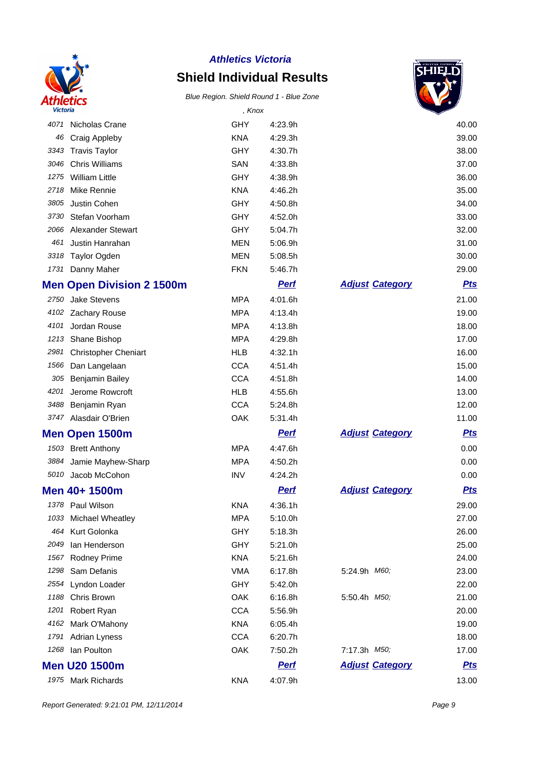**Athletics Victoria**

# Shield Individual Results

*Blue Region. Shield Round 1 - Blue Zone*

*, Knox*

| | | | | | |
|---|---|---|---|---|---|
| 4071 | Nicholas Crane | GHY | 4:23.9h | | 40.00 |
| 46 | Craig Appleby | KNA | 4:29.3h | | 39.00 |
| 3343 | Travis Taylor | GHY | 4:30.7h | | 38.00 |
| 3046 | Chris Williams | SAN | 4:33.8h | | 37.00 |
| 1275 | William Little | GHY | 4:38.9h | | 36.00 |
| 2718 | Mike Rennie | KNA | 4:46.2h | | 35.00 |
| 3805 | Justin Cohen | GHY | 4:50.8h | | 34.00 |
| 3730 | Stefan Voorham | GHY | 4:52.0h | | 33.00 |
| 2066 | Alexander Stewart | GHY | 5:04.7h | | 32.00 |
| 461 | Justin Hanrahan | MEN | 5:06.9h | | 31.00 |
| 3318 | Taylor Ogden | MEN | 5:08.5h | | 30.00 |
| 1731 | Danny Maher | FKN | 5:46.7h | | 29.00 |

## Men Open Division 2 1500m

| | | | Perf | Adjust Category | Pts |
|---|---|---|---|---|---|
| 2750 | Jake Stevens | MPA | 4:01.6h | | 21.00 |
| 4102 | Zachary Rouse | MPA | 4:13.4h | | 19.00 |
| 4101 | Jordan Rouse | MPA | 4:13.8h | | 18.00 |
| 1213 | Shane Bishop | MPA | 4:29.8h | | 17.00 |
| 2981 | Christopher Cheniart | HLB | 4:32.1h | | 16.00 |
| 1566 | Dan Langelaan | CCA | 4:51.4h | | 15.00 |
| 305 | Benjamin Bailey | CCA | 4:51.8h | | 14.00 |
| 4201 | Jerome Rowcroft | HLB | 4:55.6h | | 13.00 |
| 3488 | Benjamin Ryan | CCA | 5:24.8h | | 12.00 |
| 3747 | Alasdair O'Brien | OAK | 5:31.4h | | 11.00 |

## Men Open 1500m

| | | | Perf | Adjust Category | Pts |
|---|---|---|---|---|---|
| 1503 | Brett Anthony | MPA | 4:47.6h | | 0.00 |
| 3884 | Jamie Mayhew-Sharp | MPA | 4:50.2h | | 0.00 |
| 5010 | Jacob McCohon | INV | 4:24.2h | | 0.00 |

## Men 40+ 1500m

| | | | Perf | Adjust Category | Pts |
|---|---|---|---|---|---|
| 1378 | Paul Wilson | KNA | 4:36.1h | | 29.00 |
| 1033 | Michael Wheatley | MPA | 5:10.0h | | 27.00 |
| 464 | Kurt Golonka | GHY | 5:18.3h | | 26.00 |
| 2049 | Ian Henderson | GHY | 5:21.0h | | 25.00 |
| 1567 | Rodney Prime | KNA | 5:21.6h | | 24.00 |
| 1298 | Sam Defanis | VMA | 6:17.8h | 5:24.9h *M60;* | 23.00 |
| 2554 | Lyndon Loader | GHY | 5:42.0h | | 22.00 |
| 1188 | Chris Brown | OAK | 6:16.8h | 5:50.4h *M50;* | 21.00 |
| 1201 | Robert Ryan | CCA | 5:56.9h | | 20.00 |
| 4162 | Mark O'Mahony | KNA | 6:05.4h | | 19.00 |
| 1791 | Adrian Lyness | CCA | 6:20.7h | | 18.00 |
| 1268 | Ian Poulton | OAK | 7:50.2h | 7:17.3h *M50;* | 17.00 |

## Men U20 1500m

| | | | Perf | Adjust Category | Pts |
|---|---|---|---|---|---|
| 1975 | Mark Richards | KNA | 4:07.9h | | 13.00 |

*Report Generated: 9:21:01 PM, 12/11/2014*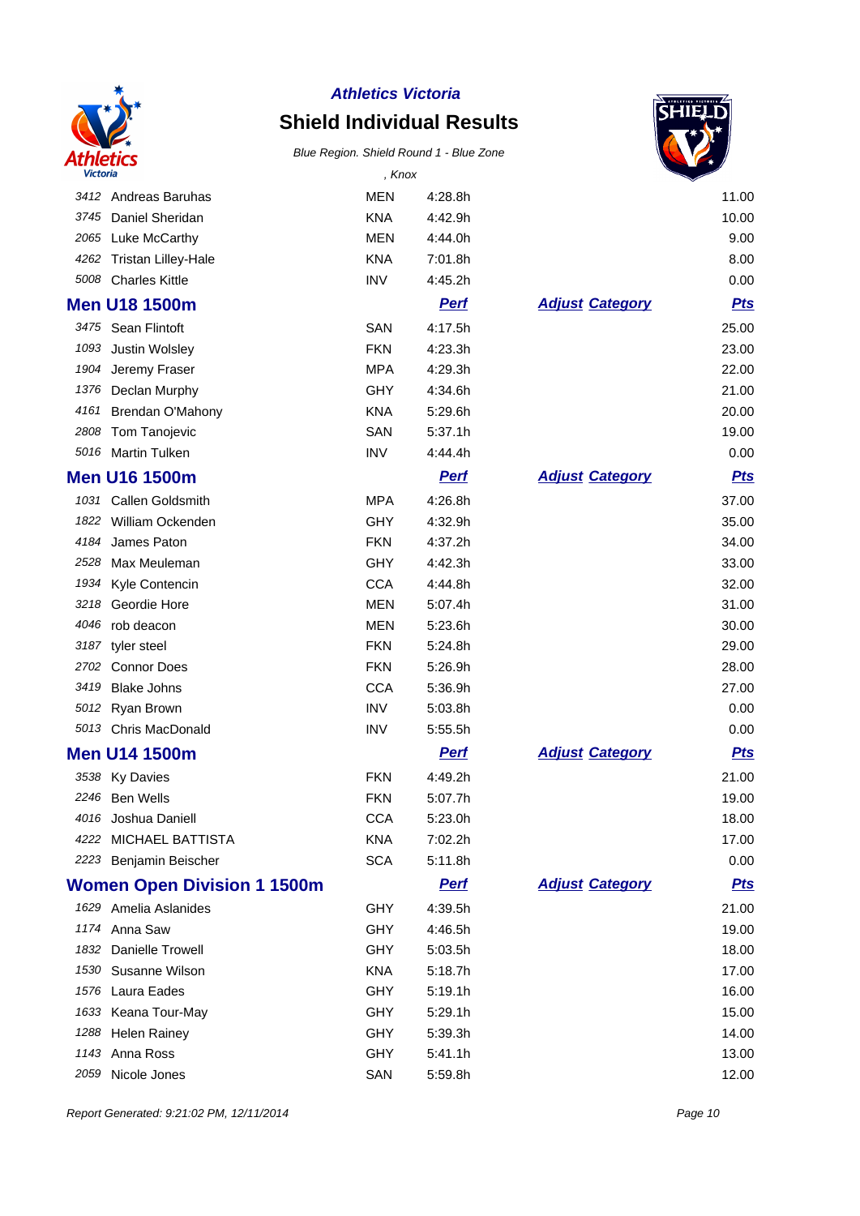*Athletics Victoria*

# Shield Individual Results

*Blue Region. Shield Round 1 - Blue Zone*

*, Knox*

| | | | | | |
|---|---|---|---|---|---|
| 3412 | Andreas Baruhas | MEN | 4:28.8h | | 11.00 |
| 3745 | Daniel Sheridan | KNA | 4:42.9h | | 10.00 |
| 2065 | Luke McCarthy | MEN | 4:44.0h | | 9.00 |
| 4262 | Tristan Lilley-Hale | KNA | 7:01.8h | | 8.00 |
| 5008 | Charles Kittle | INV | 4:45.2h | | 0.00 |

## Men U18 1500m

| | | | Perf | Adjust Category | Pts |
|---|---|---|---|---|---|
| 3475 | Sean Flintoft | SAN | 4:17.5h | | 25.00 |
| 1093 | Justin Wolsley | FKN | 4:23.3h | | 23.00 |
| 1904 | Jeremy Fraser | MPA | 4:29.3h | | 22.00 |
| 1376 | Declan Murphy | GHY | 4:34.6h | | 21.00 |
| 4161 | Brendan O'Mahony | KNA | 5:29.6h | | 20.00 |
| 2808 | Tom Tanojevic | SAN | 5:37.1h | | 19.00 |
| 5016 | Martin Tulken | INV | 4:44.4h | | 0.00 |

## Men U16 1500m

| | | | Perf | Adjust Category | Pts |
|---|---|---|---|---|---|
| 1031 | Callen Goldsmith | MPA | 4:26.8h | | 37.00 |
| 1822 | William Ockenden | GHY | 4:32.9h | | 35.00 |
| 4184 | James Paton | FKN | 4:37.2h | | 34.00 |
| 2528 | Max Meuleman | GHY | 4:42.3h | | 33.00 |
| 1934 | Kyle Contencin | CCA | 4:44.8h | | 32.00 |
| 3218 | Geordie Hore | MEN | 5:07.4h | | 31.00 |
| 4046 | rob deacon | MEN | 5:23.6h | | 30.00 |
| 3187 | tyler steel | FKN | 5:24.8h | | 29.00 |
| 2702 | Connor Does | FKN | 5:26.9h | | 28.00 |
| 3419 | Blake Johns | CCA | 5:36.9h | | 27.00 |
| 5012 | Ryan Brown | INV | 5:03.8h | | 0.00 |
| 5013 | Chris MacDonald | INV | 5:55.5h | | 0.00 |

## Men U14 1500m

| | | | Perf | Adjust Category | Pts |
|---|---|---|---|---|---|
| 3538 | Ky Davies | FKN | 4:49.2h | | 21.00 |
| 2246 | Ben Wells | FKN | 5:07.7h | | 19.00 |
| 4016 | Joshua Daniell | CCA | 5:23.0h | | 18.00 |
| 4222 | MICHAEL BATTISTA | KNA | 7:02.2h | | 17.00 |
| 2223 | Benjamin Beischer | SCA | 5:11.8h | | 0.00 |

## Women Open Division 1 1500m

| | | | Perf | Adjust Category | Pts |
|---|---|---|---|---|---|
| 1629 | Amelia Aslanides | GHY | 4:39.5h | | 21.00 |
| 1174 | Anna Saw | GHY | 4:46.5h | | 19.00 |
| 1832 | Danielle Trowell | GHY | 5:03.5h | | 18.00 |
| 1530 | Susanne Wilson | KNA | 5:18.7h | | 17.00 |
| 1576 | Laura Eades | GHY | 5:19.1h | | 16.00 |
| 1633 | Keana Tour-May | GHY | 5:29.1h | | 15.00 |
| 1288 | Helen Rainey | GHY | 5:39.3h | | 14.00 |
| 1143 | Anna Ross | GHY | 5:41.1h | | 13.00 |
| 2059 | Nicole Jones | SAN | 5:59.8h | | 12.00 |

*Report Generated: 9:21:02 PM, 12/11/2014*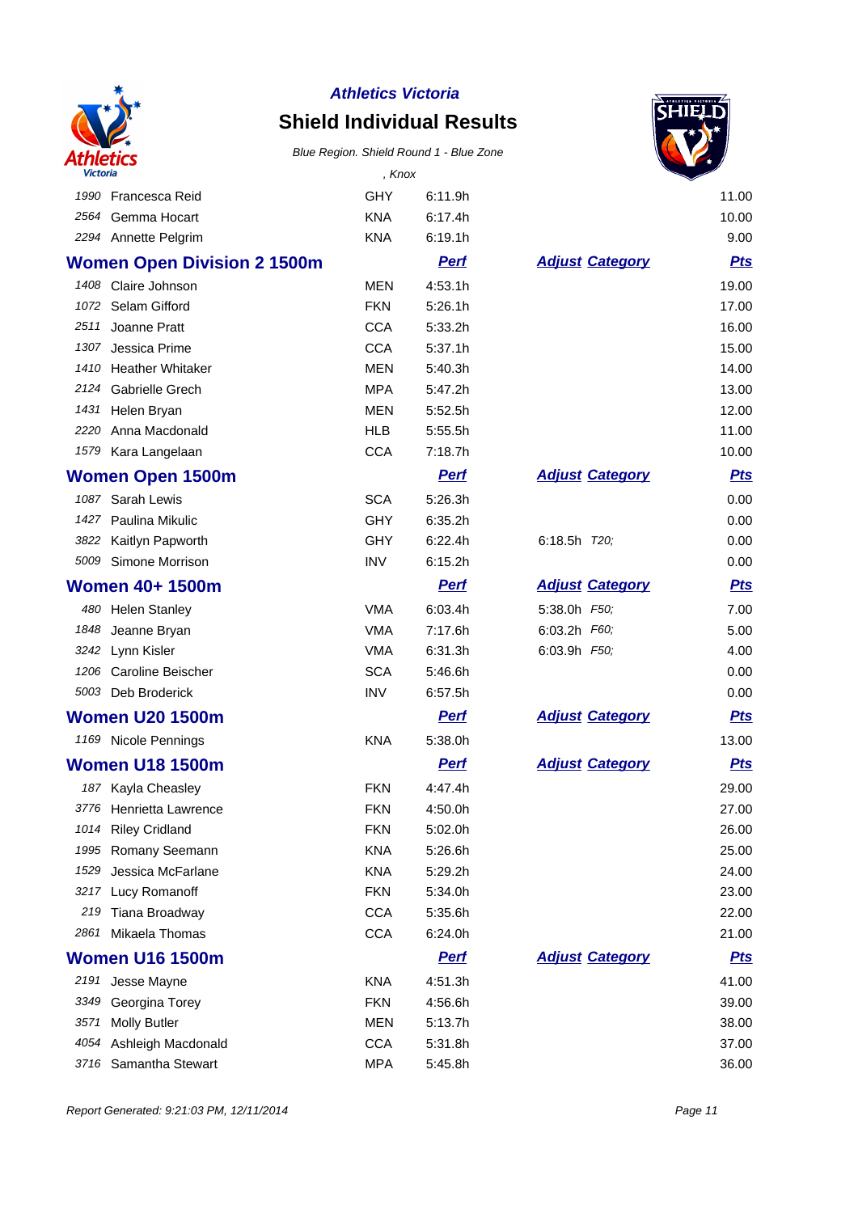**Athletics Victoria**

# Shield Individual Results

*Blue Region. Shield Round 1 - Blue Zone*

*, Knox*

| | | | | | | |
|---|---|---|---|---|---|---|
| 1990 | Francesca Reid | GHY | 6:11.9h | | | 11.00 |
| 2564 | Gemma Hocart | KNA | 6:17.4h | | | 10.00 |
| 2294 | Annette Pelgrim | KNA | 6:19.1h | | | 9.00 |

## Women Open Division 2 1500m

| | | | Perf | Adjust | Category | Pts |
|---|---|---|---|---|---|---|
| 1408 | Claire Johnson | MEN | 4:53.1h | | | 19.00 |
| 1072 | Selam Gifford | FKN | 5:26.1h | | | 17.00 |
| 2511 | Joanne Pratt | CCA | 5:33.2h | | | 16.00 |
| 1307 | Jessica Prime | CCA | 5:37.1h | | | 15.00 |
| 1410 | Heather Whitaker | MEN | 5:40.3h | | | 14.00 |
| 2124 | Gabrielle Grech | MPA | 5:47.2h | | | 13.00 |
| 1431 | Helen Bryan | MEN | 5:52.5h | | | 12.00 |
| 2220 | Anna Macdonald | HLB | 5:55.5h | | | 11.00 |
| 1579 | Kara Langelaan | CCA | 7:18.7h | | | 10.00 |

## Women Open 1500m

| | | | Perf | Adjust | Category | Pts |
|---|---|---|---|---|---|---|
| 1087 | Sarah Lewis | SCA | 5:26.3h | | | 0.00 |
| 1427 | Paulina Mikulic | GHY | 6:35.2h | | | 0.00 |
| 3822 | Kaitlyn Papworth | GHY | 6:22.4h | 6:18.5h | T20; | 0.00 |
| 5009 | Simone Morrison | INV | 6:15.2h | | | 0.00 |

## Women 40+ 1500m

| | | | Perf | Adjust | Category | Pts |
|---|---|---|---|---|---|---|
| 480 | Helen Stanley | VMA | 6:03.4h | 5:38.0h | F50; | 7.00 |
| 1848 | Jeanne Bryan | VMA | 7:17.6h | 6:03.2h | F60; | 5.00 |
| 3242 | Lynn Kisler | VMA | 6:31.3h | 6:03.9h | F50; | 4.00 |
| 1206 | Caroline Beischer | SCA | 5:46.6h | | | 0.00 |
| 5003 | Deb Broderick | INV | 6:57.5h | | | 0.00 |

## Women U20 1500m

| | | | Perf | Adjust | Category | Pts |
|---|---|---|---|---|---|---|
| 1169 | Nicole Pennings | KNA | 5:38.0h | | | 13.00 |

## Women U18 1500m

| | | | Perf | Adjust | Category | Pts |
|---|---|---|---|---|---|---|
| 187 | Kayla Cheasley | FKN | 4:47.4h | | | 29.00 |
| 3776 | Henrietta Lawrence | FKN | 4:50.0h | | | 27.00 |
| 1014 | Riley Cridland | FKN | 5:02.0h | | | 26.00 |
| 1995 | Romany Seemann | KNA | 5:26.6h | | | 25.00 |
| 1529 | Jessica McFarlane | KNA | 5:29.2h | | | 24.00 |
| 3217 | Lucy Romanoff | FKN | 5:34.0h | | | 23.00 |
| 219 | Tiana Broadway | CCA | 5:35.6h | | | 22.00 |
| 2861 | Mikaela Thomas | CCA | 6:24.0h | | | 21.00 |

## Women U16 1500m

| | | | Perf | Adjust | Category | Pts |
|---|---|---|---|---|---|---|
| 2191 | Jesse Mayne | KNA | 4:51.3h | | | 41.00 |
| 3349 | Georgina Torey | FKN | 4:56.6h | | | 39.00 |
| 3571 | Molly Butler | MEN | 5:13.7h | | | 38.00 |
| 4054 | Ashleigh Macdonald | CCA | 5:31.8h | | | 37.00 |
| 3716 | Samantha Stewart | MPA | 5:45.8h | | | 36.00 |

*Report Generated: 9:21:03 PM, 12/11/2014*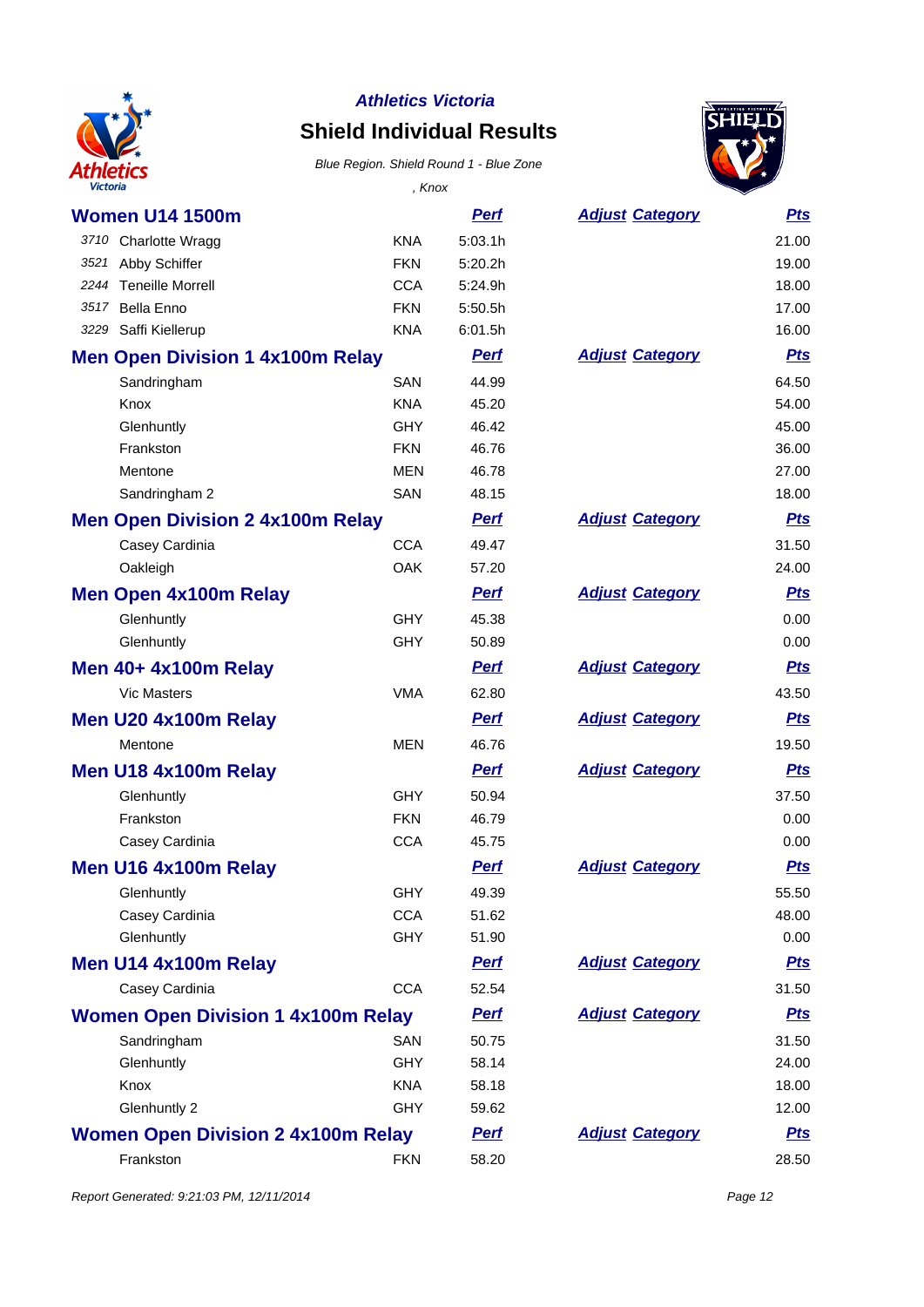*Athletics Victoria*

# Shield Individual Results

*Blue Region. Shield Round 1 - Blue Zone*

*, Knox*

## Women U14 1500m

| | | | Perf | Adjust Category | Pts |
|---|---|---|---|---|---|
| 3710 | Charlotte Wragg | KNA | 5:03.1h | | 21.00 |
| 3521 | Abby Schiffer | FKN | 5:20.2h | | 19.00 |
| 2244 | Teneille Morrell | CCA | 5:24.9h | | 18.00 |
| 3517 | Bella Enno | FKN | 5:50.5h | | 17.00 |
| 3229 | Saffi Kiellerup | KNA | 6:01.5h | | 16.00 |

## Men Open Division 1 4x100m Relay

| | | Perf | Adjust Category | Pts |
|---|---|---|---|---|
| Sandringham | SAN | 44.99 | | 64.50 |
| Knox | KNA | 45.20 | | 54.00 |
| Glenhuntly | GHY | 46.42 | | 45.00 |
| Frankston | FKN | 46.76 | | 36.00 |
| Mentone | MEN | 46.78 | | 27.00 |
| Sandringham 2 | SAN | 48.15 | | 18.00 |

## Men Open Division 2 4x100m Relay

| | | Perf | Adjust Category | Pts |
|---|---|---|---|---|
| Casey Cardinia | CCA | 49.47 | | 31.50 |
| Oakleigh | OAK | 57.20 | | 24.00 |

## Men Open 4x100m Relay

| | | Perf | Adjust Category | Pts |
|---|---|---|---|---|
| Glenhuntly | GHY | 45.38 | | 0.00 |
| Glenhuntly | GHY | 50.89 | | 0.00 |

## Men 40+ 4x100m Relay

| | | Perf | Adjust Category | Pts |
|---|---|---|---|---|
| Vic Masters | VMA | 62.80 | | 43.50 |

## Men U20 4x100m Relay

| | | Perf | Adjust Category | Pts |
|---|---|---|---|---|
| Mentone | MEN | 46.76 | | 19.50 |

## Men U18 4x100m Relay

| | | Perf | Adjust Category | Pts |
|---|---|---|---|---|
| Glenhuntly | GHY | 50.94 | | 37.50 |
| Frankston | FKN | 46.79 | | 0.00 |
| Casey Cardinia | CCA | 45.75 | | 0.00 |

## Men U16 4x100m Relay

| | | Perf | Adjust Category | Pts |
|---|---|---|---|---|
| Glenhuntly | GHY | 49.39 | | 55.50 |
| Casey Cardinia | CCA | 51.62 | | 48.00 |
| Glenhuntly | GHY | 51.90 | | 0.00 |

## Men U14 4x100m Relay

| | | Perf | Adjust Category | Pts |
|---|---|---|---|---|
| Casey Cardinia | CCA | 52.54 | | 31.50 |

## Women Open Division 1 4x100m Relay

| | | Perf | Adjust Category | Pts |
|---|---|---|---|---|
| Sandringham | SAN | 50.75 | | 31.50 |
| Glenhuntly | GHY | 58.14 | | 24.00 |
| Knox | KNA | 58.18 | | 18.00 |
| Glenhuntly 2 | GHY | 59.62 | | 12.00 |

## Women Open Division 2 4x100m Relay

| | | Perf | Adjust Category | Pts |
|---|---|---|---|---|
| Frankston | FKN | 58.20 | | 28.50 |

*Report Generated: 9:21:03 PM, 12/11/2014*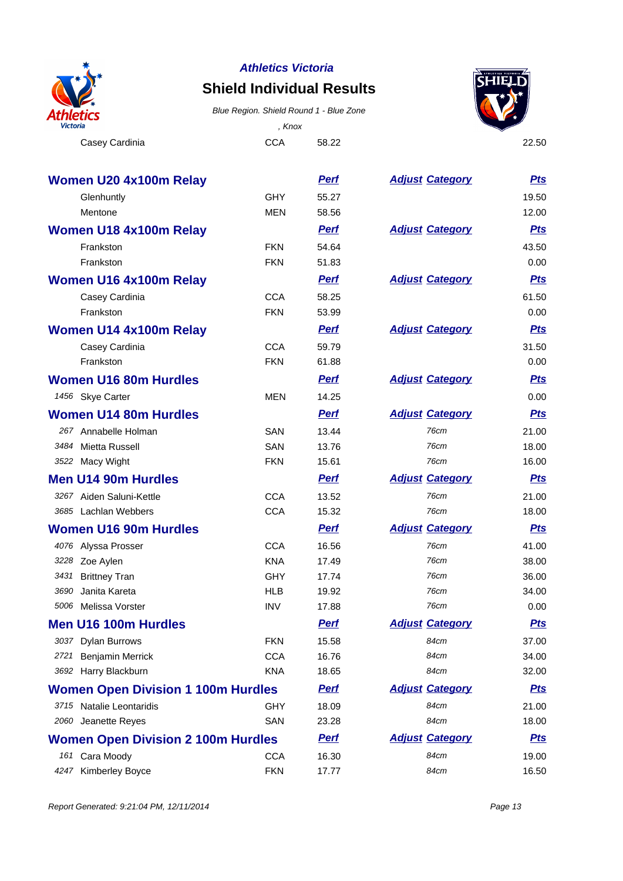| | | CCA | 58.22 | | 22.50 |
|---|---|---|---|---|---|
| | Casey Cardinia | | | | |

## Women U20 4x100m Relay

| | Name | Team | Perf | Adjust Category | Pts |
|---|---|---|---|---|---|
| | Glenhuntly | GHY | 55.27 | | 19.50 |
| | Mentone | MEN | 58.56 | | 12.00 |

## Women U18 4x100m Relay

| | Name | Team | Perf | Adjust Category | Pts |
|---|---|---|---|---|---|
| | Frankston | FKN | 54.64 | | 43.50 |
| | Frankston | FKN | 51.83 | | 0.00 |

## Women U16 4x100m Relay

| | Name | Team | Perf | Adjust Category | Pts |
|---|---|---|---|---|---|
| | Casey Cardinia | CCA | 58.25 | | 61.50 |
| | Frankston | FKN | 53.99 | | 0.00 |

## Women U14 4x100m Relay

| | Name | Team | Perf | Adjust Category | Pts |
|---|---|---|---|---|---|
| | Casey Cardinia | CCA | 59.79 | | 31.50 |
| | Frankston | FKN | 61.88 | | 0.00 |

## Women U16 80m Hurdles

| | Name | Team | Perf | Adjust Category | Pts |
|---|---|---|---|---|---|
| 1456 | Skye Carter | MEN | 14.25 | | 0.00 |

## Women U14 80m Hurdles

| | Name | Team | Perf | Adjust Category | Pts |
|---|---|---|---|---|---|
| 267 | Annabelle Holman | SAN | 13.44 | 76cm | 21.00 |
| 3484 | Mietta Russell | SAN | 13.76 | 76cm | 18.00 |
| 3522 | Macy Wight | FKN | 15.61 | 76cm | 16.00 |

## Men U14 90m Hurdles

| | Name | Team | Perf | Adjust Category | Pts |
|---|---|---|---|---|---|
| 3267 | Aiden Saluni-Kettle | CCA | 13.52 | 76cm | 21.00 |
| 3685 | Lachlan Webbers | CCA | 15.32 | 76cm | 18.00 |

## Women U16 90m Hurdles

| | Name | Team | Perf | Adjust Category | Pts |
|---|---|---|---|---|---|
| 4076 | Alyssa Prosser | CCA | 16.56 | 76cm | 41.00 |
| 3228 | Zoe Aylen | KNA | 17.49 | 76cm | 38.00 |
| 3431 | Brittney Tran | GHY | 17.74 | 76cm | 36.00 |
| 3690 | Janita Kareta | HLB | 19.92 | 76cm | 34.00 |
| 5006 | Melissa Vorster | INV | 17.88 | 76cm | 0.00 |

## Men U16 100m Hurdles

| | Name | Team | Perf | Adjust Category | Pts |
|---|---|---|---|---|---|
| 3037 | Dylan Burrows | FKN | 15.58 | 84cm | 37.00 |
| 2721 | Benjamin Merrick | CCA | 16.76 | 84cm | 34.00 |
| 3692 | Harry Blackburn | KNA | 18.65 | 84cm | 32.00 |

## Women Open Division 1 100m Hurdles

| | Name | Team | Perf | Adjust Category | Pts |
|---|---|---|---|---|---|
| 3715 | Natalie Leontaridis | GHY | 18.09 | 84cm | 21.00 |
| 2060 | Jeanette Reyes | SAN | 23.28 | 84cm | 18.00 |

## Women Open Division 2 100m Hurdles

| | Name | Team | Perf | Adjust Category | Pts |
|---|---|---|---|---|---|
| 161 | Cara Moody | CCA | 16.30 | 84cm | 19.00 |
| 4247 | Kimberley Boyce | FKN | 17.77 | 84cm | 16.50 |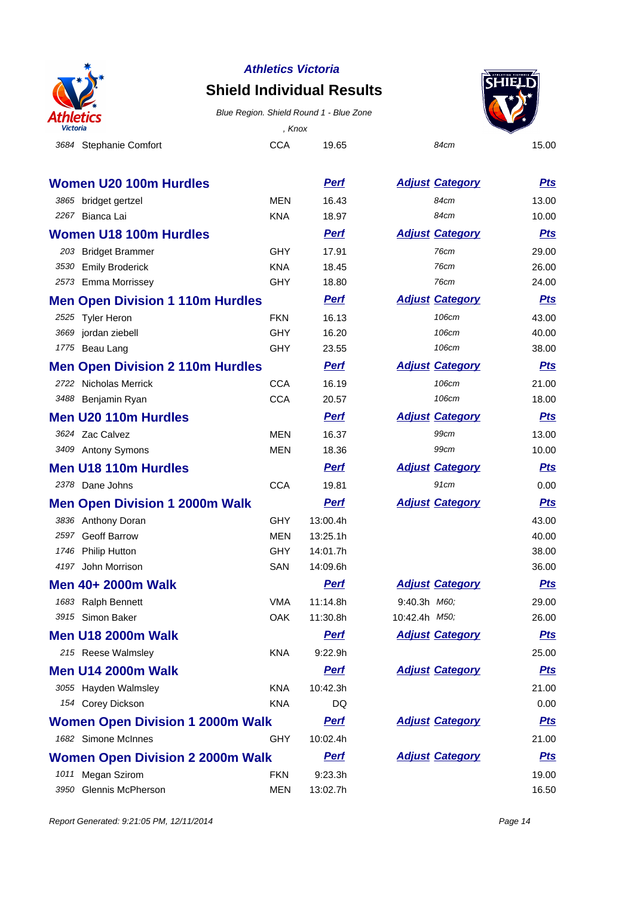**Athletics Victoria**

## Shield Individual Results

*Blue Region. Shield Round 1 - Blue Zone*

*, Knox*

| | | | | | |
|---|---|---|---|---|---|
| 3684 | Stephanie Comfort | CCA | 19.65 | 84cm | 15.00 |

### Women U20 100m Hurdles

| | | | Perf | Adjust Category | Pts |
|---|---|---|---|---|---|
| 3865 | bridget gertzel | MEN | 16.43 | 84cm | 13.00 |
| 2267 | Bianca Lai | KNA | 18.97 | 84cm | 10.00 |

### Women U18 100m Hurdles

| | | | Perf | Adjust Category | Pts |
|---|---|---|---|---|---|
| 203 | Bridget Brammer | GHY | 17.91 | 76cm | 29.00 |
| 3530 | Emily Broderick | KNA | 18.45 | 76cm | 26.00 |
| 2573 | Emma Morrissey | GHY | 18.80 | 76cm | 24.00 |

### Men Open Division 1 110m Hurdles

| | | | Perf | Adjust Category | Pts |
|---|---|---|---|---|---|
| 2525 | Tyler Heron | FKN | 16.13 | 106cm | 43.00 |
| 3669 | jordan ziebell | GHY | 16.20 | 106cm | 40.00 |
| 1775 | Beau Lang | GHY | 23.55 | 106cm | 38.00 |

### Men Open Division 2 110m Hurdles

| | | | Perf | Adjust Category | Pts |
|---|---|---|---|---|---|
| 2722 | Nicholas Merrick | CCA | 16.19 | 106cm | 21.00 |
| 3488 | Benjamin Ryan | CCA | 20.57 | 106cm | 18.00 |

### Men U20 110m Hurdles

| | | | Perf | Adjust Category | Pts |
|---|---|---|---|---|---|
| 3624 | Zac Calvez | MEN | 16.37 | 99cm | 13.00 |
| 3409 | Antony Symons | MEN | 18.36 | 99cm | 10.00 |

### Men U18 110m Hurdles

| | | | Perf | Adjust Category | Pts |
|---|---|---|---|---|---|
| 2378 | Dane Johns | CCA | 19.81 | 91cm | 0.00 |

### Men Open Division 1 2000m Walk

| | | | Perf | Adjust Category | Pts |
|---|---|---|---|---|---|
| 3836 | Anthony Doran | GHY | 13:00.4h | | 43.00 |
| 2597 | Geoff Barrow | MEN | 13:25.1h | | 40.00 |
| 1746 | Philip Hutton | GHY | 14:01.7h | | 38.00 |
| 4197 | John Morrison | SAN | 14:09.6h | | 36.00 |

### Men 40+ 2000m Walk

| | | | Perf | Adjust Category | Pts |
|---|---|---|---|---|---|
| 1683 | Ralph Bennett | VMA | 11:14.8h | 9:40.3h M60; | 29.00 |
| 3915 | Simon Baker | OAK | 11:30.8h | 10:42.4h M50; | 26.00 |

### Men U18 2000m Walk

| | | | Perf | Adjust Category | Pts |
|---|---|---|---|---|---|
| 215 | Reese Walmsley | KNA | 9:22.9h | | 25.00 |

### Men U14 2000m Walk

| | | | Perf | Adjust Category | Pts |
|---|---|---|---|---|---|
| 3055 | Hayden Walmsley | KNA | 10:42.3h | | 21.00 |
| 154 | Corey Dickson | KNA | DQ | | 0.00 |

### Women Open Division 1 2000m Walk

| | | | Perf | Adjust Category | Pts |
|---|---|---|---|---|---|
| 1682 | Simone McInnes | GHY | 10:02.4h | | 21.00 |

### Women Open Division 2 2000m Walk

| | | | Perf | Adjust Category | Pts |
|---|---|---|---|---|---|
| 1011 | Megan Szirom | FKN | 9:23.3h | | 19.00 |
| 3950 | Glennis McPherson | MEN | 13:02.7h | | 16.50 |

*Report Generated: 9:21:05 PM, 12/11/2014*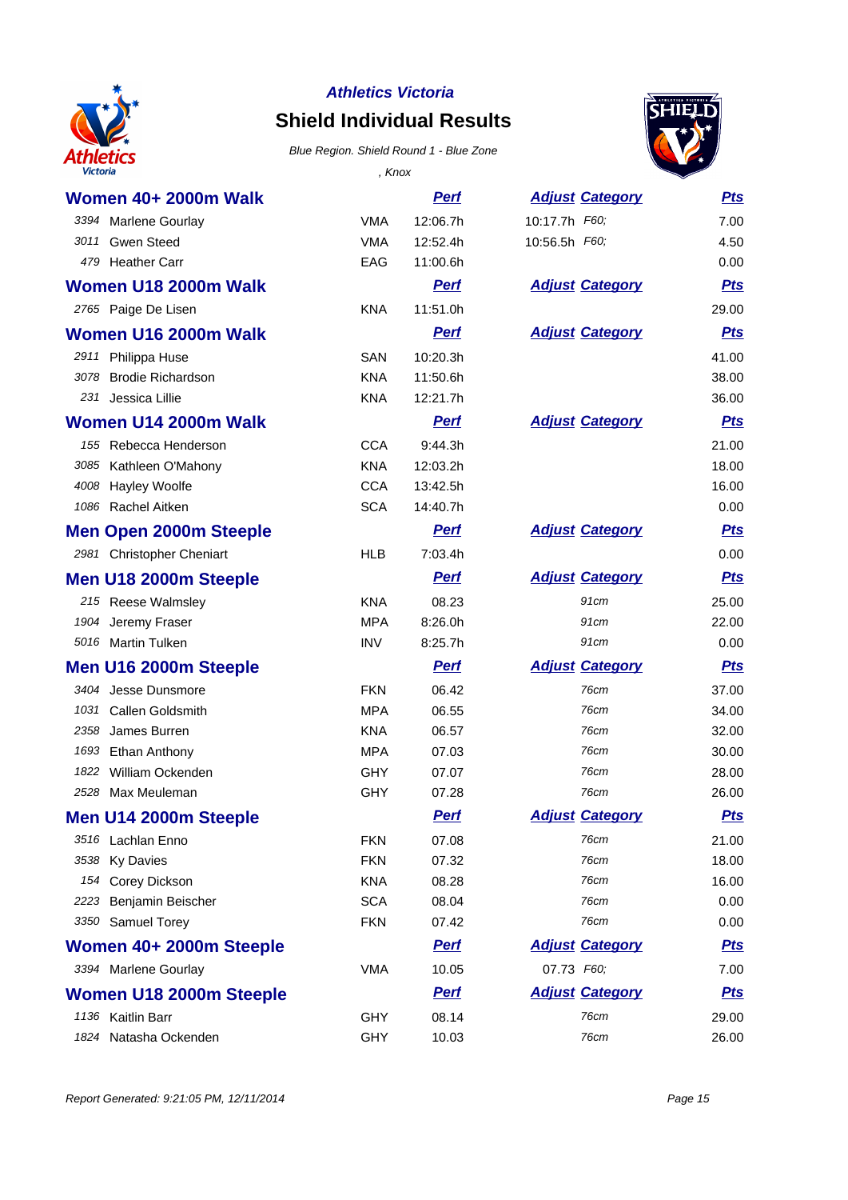**Athletics Victoria**

# Shield Individual Results

*Blue Region. Shield Round 1 - Blue Zone*

*, Knox*

## Women 40+ 2000m Walk

| | | | Perf | Adjust | Category | Pts |
|---|---|---|---|---|---|---|
| 3394 | Marlene Gourlay | VMA | 12:06.7h | 10:17.7h | F60; | 7.00 |
| 3011 | Gwen Steed | VMA | 12:52.4h | 10:56.5h | F60; | 4.50 |
| 479 | Heather Carr | EAG | 11:00.6h | | | 0.00 |

## Women U18 2000m Walk

| | | | Perf | Adjust | Category | Pts |
|---|---|---|---|---|---|---|
| 2765 | Paige De Lisen | KNA | 11:51.0h | | | 29.00 |

## Women U16 2000m Walk

| | | | Perf | Adjust | Category | Pts |
|---|---|---|---|---|---|---|
| 2911 | Philippa Huse | SAN | 10:20.3h | | | 41.00 |
| 3078 | Brodie Richardson | KNA | 11:50.6h | | | 38.00 |
| 231 | Jessica Lillie | KNA | 12:21.7h | | | 36.00 |

## Women U14 2000m Walk

| | | | Perf | Adjust | Category | Pts |
|---|---|---|---|---|---|---|
| 155 | Rebecca Henderson | CCA | 9:44.3h | | | 21.00 |
| 3085 | Kathleen O'Mahony | KNA | 12:03.2h | | | 18.00 |
| 4008 | Hayley Woolfe | CCA | 13:42.5h | | | 16.00 |
| 1086 | Rachel Aitken | SCA | 14:40.7h | | | 0.00 |

## Men Open 2000m Steeple

| | | | Perf | Adjust | Category | Pts |
|---|---|---|---|---|---|---|
| 2981 | Christopher Cheniart | HLB | 7:03.4h | | | 0.00 |

## Men U18 2000m Steeple

| | | | Perf | Adjust | Category | Pts |
|---|---|---|---|---|---|---|
| 215 | Reese Walmsley | KNA | 08.23 | | 91cm | 25.00 |
| 1904 | Jeremy Fraser | MPA | 8:26.0h | | 91cm | 22.00 |
| 5016 | Martin Tulken | INV | 8:25.7h | | 91cm | 0.00 |

## Men U16 2000m Steeple

| | | | Perf | Adjust | Category | Pts |
|---|---|---|---|---|---|---|
| 3404 | Jesse Dunsmore | FKN | 06.42 | | 76cm | 37.00 |
| 1031 | Callen Goldsmith | MPA | 06.55 | | 76cm | 34.00 |
| 2358 | James Burren | KNA | 06.57 | | 76cm | 32.00 |
| 1693 | Ethan Anthony | MPA | 07.03 | | 76cm | 30.00 |
| 1822 | William Ockenden | GHY | 07.07 | | 76cm | 28.00 |
| 2528 | Max Meuleman | GHY | 07.28 | | 76cm | 26.00 |

## Men U14 2000m Steeple

| | | | Perf | Adjust | Category | Pts |
|---|---|---|---|---|---|---|
| 3516 | Lachlan Enno | FKN | 07.08 | | 76cm | 21.00 |
| 3538 | Ky Davies | FKN | 07.32 | | 76cm | 18.00 |
| 154 | Corey Dickson | KNA | 08.28 | | 76cm | 16.00 |
| 2223 | Benjamin Beischer | SCA | 08.04 | | 76cm | 0.00 |
| 3350 | Samuel Torey | FKN | 07.42 | | 76cm | 0.00 |

## Women 40+ 2000m Steeple

| | | | Perf | Adjust | Category | Pts |
|---|---|---|---|---|---|---|
| 3394 | Marlene Gourlay | VMA | 10.05 | 07.73 | F60; | 7.00 |

## Women U18 2000m Steeple

| | | | Perf | Adjust | Category | Pts |
|---|---|---|---|---|---|---|
| 1136 | Kaitlin Barr | GHY | 08.14 | | 76cm | 29.00 |
| 1824 | Natasha Ockenden | GHY | 10.03 | | 76cm | 26.00 |

*Report Generated: 9:21:05 PM, 12/11/2014*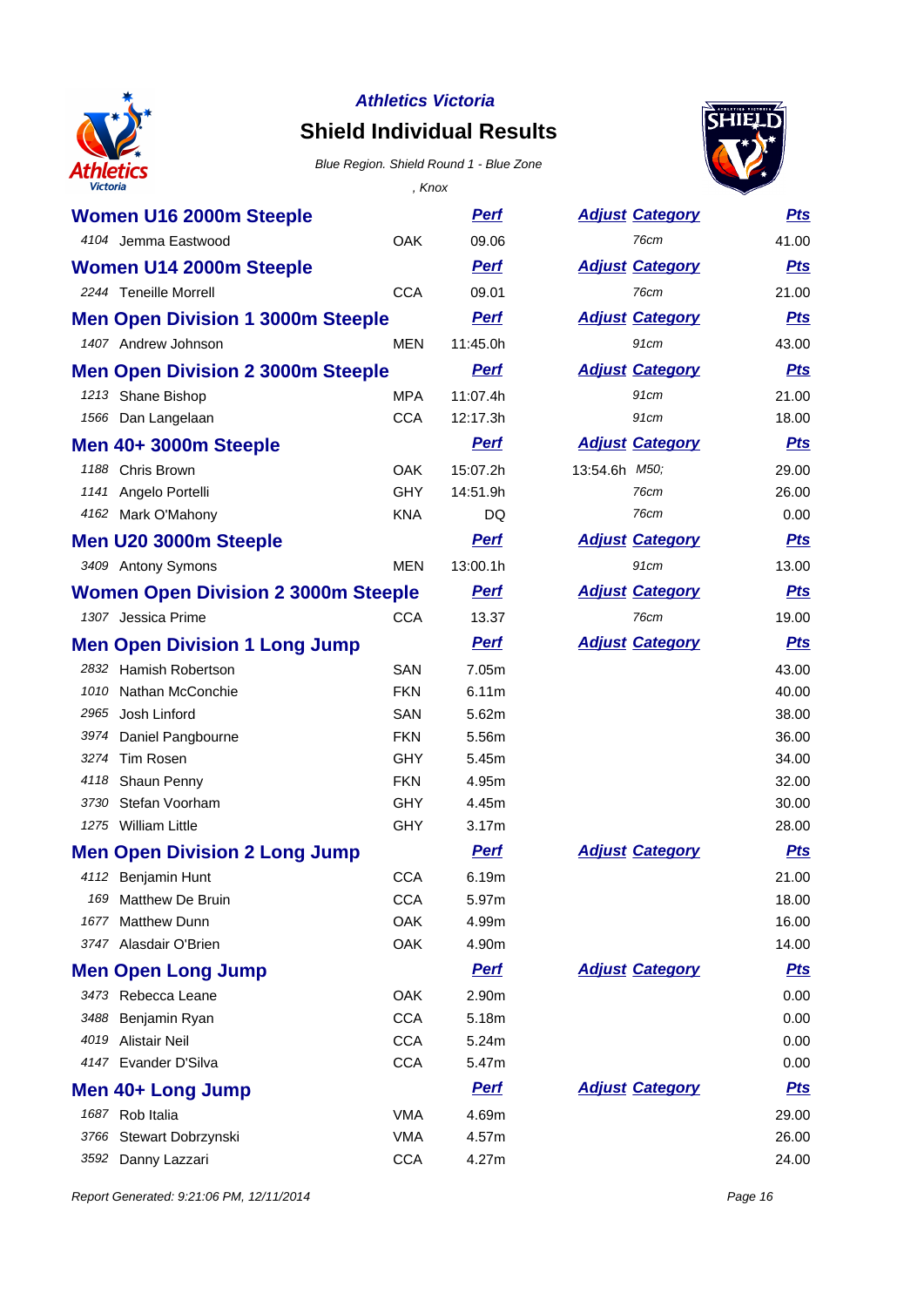**Athletics Victoria**

## Shield Individual Results

*Blue Region. Shield Round 1 - Blue Zone*

*, Knox*

### Women U16 2000m Steeple

| | | | Perf | Adjust | Category | Pts |
|---|---|---|---|---|---|---|
| 4104 | Jemma Eastwood | OAK | 09.06 | | 76cm | 41.00 |

### Women U14 2000m Steeple

| | | | Perf | Adjust | Category | Pts |
|---|---|---|---|---|---|---|
| 2244 | Teneille Morrell | CCA | 09.01 | | 76cm | 21.00 |

### Men Open Division 1 3000m Steeple

| | | | Perf | Adjust | Category | Pts |
|---|---|---|---|---|---|---|
| 1407 | Andrew Johnson | MEN | 11:45.0h | | 91cm | 43.00 |

### Men Open Division 2 3000m Steeple

| | | | Perf | Adjust | Category | Pts |
|---|---|---|---|---|---|---|
| 1213 | Shane Bishop | MPA | 11:07.4h | | 91cm | 21.00 |
| 1566 | Dan Langelaan | CCA | 12:17.3h | | 91cm | 18.00 |

### Men 40+ 3000m Steeple

| | | | Perf | Adjust | Category | Pts |
|---|---|---|---|---|---|---|
| 1188 | Chris Brown | OAK | 15:07.2h | 13:54.6h | M50; | 29.00 |
| 1141 | Angelo Portelli | GHY | 14:51.9h | | 76cm | 26.00 |
| 4162 | Mark O'Mahony | KNA | DQ | | 76cm | 0.00 |

### Men U20 3000m Steeple

| | | | Perf | Adjust | Category | Pts |
|---|---|---|---|---|---|---|
| 3409 | Antony Symons | MEN | 13:00.1h | | 91cm | 13.00 |

### Women Open Division 2 3000m Steeple

| | | | Perf | Adjust | Category | Pts |
|---|---|---|---|---|---|---|
| 1307 | Jessica Prime | CCA | 13.37 | | 76cm | 19.00 |

### Men Open Division 1 Long Jump

| | | | Perf | Adjust | Category | Pts |
|---|---|---|---|---|---|---|
| 2832 | Hamish Robertson | SAN | 7.05m | | | 43.00 |
| 1010 | Nathan McConchie | FKN | 6.11m | | | 40.00 |
| 2965 | Josh Linford | SAN | 5.62m | | | 38.00 |
| 3974 | Daniel Pangbourne | FKN | 5.56m | | | 36.00 |
| 3274 | Tim Rosen | GHY | 5.45m | | | 34.00 |
| 4118 | Shaun Penny | FKN | 4.95m | | | 32.00 |
| 3730 | Stefan Voorham | GHY | 4.45m | | | 30.00 |
| 1275 | William Little | GHY | 3.17m | | | 28.00 |

### Men Open Division 2 Long Jump

| | | | Perf | Adjust | Category | Pts |
|---|---|---|---|---|---|---|
| 4112 | Benjamin Hunt | CCA | 6.19m | | | 21.00 |
| 169 | Matthew De Bruin | CCA | 5.97m | | | 18.00 |
| 1677 | Matthew Dunn | OAK | 4.99m | | | 16.00 |
| 3747 | Alasdair O'Brien | OAK | 4.90m | | | 14.00 |

### Men Open Long Jump

| | | | Perf | Adjust | Category | Pts |
|---|---|---|---|---|---|---|
| 3473 | Rebecca Leane | OAK | 2.90m | | | 0.00 |
| 3488 | Benjamin Ryan | CCA | 5.18m | | | 0.00 |
| 4019 | Alistair Neil | CCA | 5.24m | | | 0.00 |
| 4147 | Evander D'Silva | CCA | 5.47m | | | 0.00 |

### Men 40+ Long Jump

| | | | Perf | Adjust | Category | Pts |
|---|---|---|---|---|---|---|
| 1687 | Rob Italia | VMA | 4.69m | | | 29.00 |
| 3766 | Stewart Dobrzynski | VMA | 4.57m | | | 26.00 |
| 3592 | Danny Lazzari | CCA | 4.27m | | | 24.00 |

*Report Generated: 9:21:06 PM, 12/11/2014*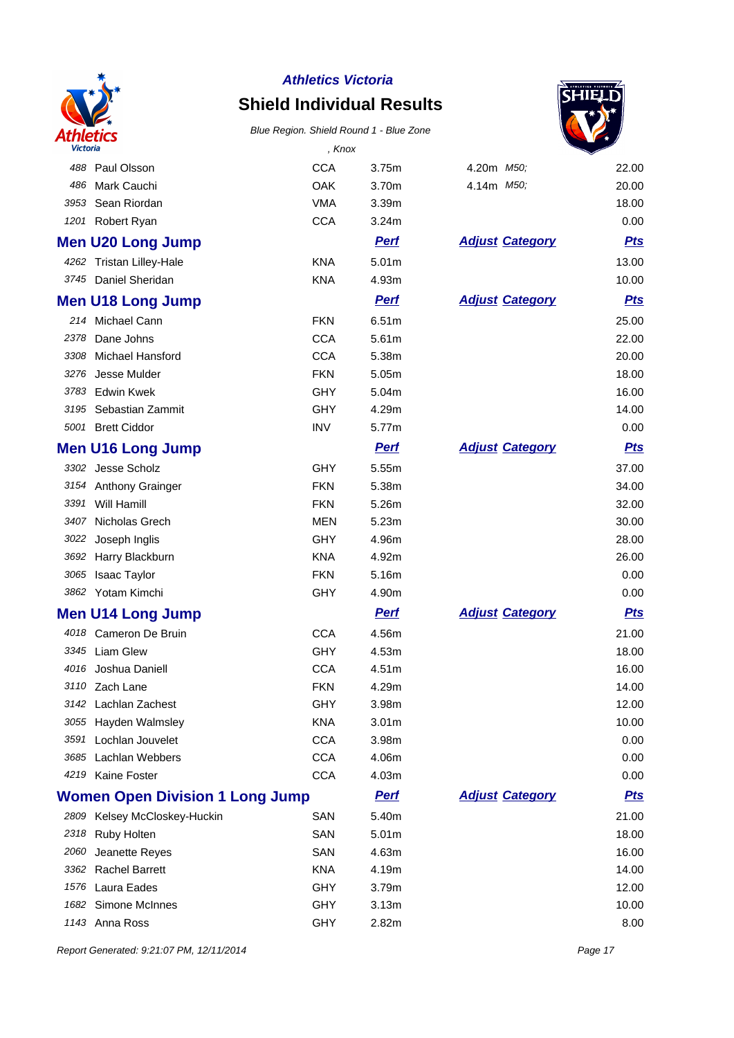**Athletics Victoria**

# Shield Individual Results

*Blue Region. Shield Round 1 - Blue Zone*

*, Knox*

| | | | | | |
|---|---|---|---|---|---|
| *488* | Paul Olsson | CCA | 3.75m | 4.20m *M50;* | 22.00 |
| *486* | Mark Cauchi | OAK | 3.70m | 4.14m *M50;* | 20.00 |
| *3953* | Sean Riordan | VMA | 3.39m | | 18.00 |
| *1201* | Robert Ryan | CCA | 3.24m | | 0.00 |

## Men U20 Long Jump

| | | | Perf | Adjust Category | Pts |
|---|---|---|---|---|---|
| *4262* | Tristan Lilley-Hale | KNA | 5.01m | | 13.00 |
| *3745* | Daniel Sheridan | KNA | 4.93m | | 10.00 |

## Men U18 Long Jump

| | | | Perf | Adjust Category | Pts |
|---|---|---|---|---|---|
| *214* | Michael Cann | FKN | 6.51m | | 25.00 |
| *2378* | Dane Johns | CCA | 5.61m | | 22.00 |
| *3308* | Michael Hansford | CCA | 5.38m | | 20.00 |
| *3276* | Jesse Mulder | FKN | 5.05m | | 18.00 |
| *3783* | Edwin Kwek | GHY | 5.04m | | 16.00 |
| *3195* | Sebastian Zammit | GHY | 4.29m | | 14.00 |
| *5001* | Brett Ciddor | INV | 5.77m | | 0.00 |

## Men U16 Long Jump

| | | | Perf | Adjust Category | Pts |
|---|---|---|---|---|---|
| *3302* | Jesse Scholz | GHY | 5.55m | | 37.00 |
| *3154* | Anthony Grainger | FKN | 5.38m | | 34.00 |
| *3391* | Will Hamill | FKN | 5.26m | | 32.00 |
| *3407* | Nicholas Grech | MEN | 5.23m | | 30.00 |
| *3022* | Joseph Inglis | GHY | 4.96m | | 28.00 |
| *3692* | Harry Blackburn | KNA | 4.92m | | 26.00 |
| *3065* | Isaac Taylor | FKN | 5.16m | | 0.00 |
| *3862* | Yotam Kimchi | GHY | 4.90m | | 0.00 |

## Men U14 Long Jump

| | | | Perf | Adjust Category | Pts |
|---|---|---|---|---|---|
| *4018* | Cameron De Bruin | CCA | 4.56m | | 21.00 |
| *3345* | Liam Glew | GHY | 4.53m | | 18.00 |
| *4016* | Joshua Daniell | CCA | 4.51m | | 16.00 |
| *3110* | Zach Lane | FKN | 4.29m | | 14.00 |
| *3142* | Lachlan Zachest | GHY | 3.98m | | 12.00 |
| *3055* | Hayden Walmsley | KNA | 3.01m | | 10.00 |
| *3591* | Lochlan Jouvelet | CCA | 3.98m | | 0.00 |
| *3685* | Lachlan Webbers | CCA | 4.06m | | 0.00 |
| *4219* | Kaine Foster | CCA | 4.03m | | 0.00 |

## Women Open Division 1 Long Jump

| | | | Perf | Adjust Category | Pts |
|---|---|---|---|---|---|
| *2809* | Kelsey McCloskey-Huckin | SAN | 5.40m | | 21.00 |
| *2318* | Ruby Holten | SAN | 5.01m | | 18.00 |
| *2060* | Jeanette Reyes | SAN | 4.63m | | 16.00 |
| *3362* | Rachel Barrett | KNA | 4.19m | | 14.00 |
| *1576* | Laura Eades | GHY | 3.79m | | 12.00 |
| *1682* | Simone McInnes | GHY | 3.13m | | 10.00 |
| *1143* | Anna Ross | GHY | 2.82m | | 8.00 |

*Report Generated: 9:21:07 PM, 12/11/2014*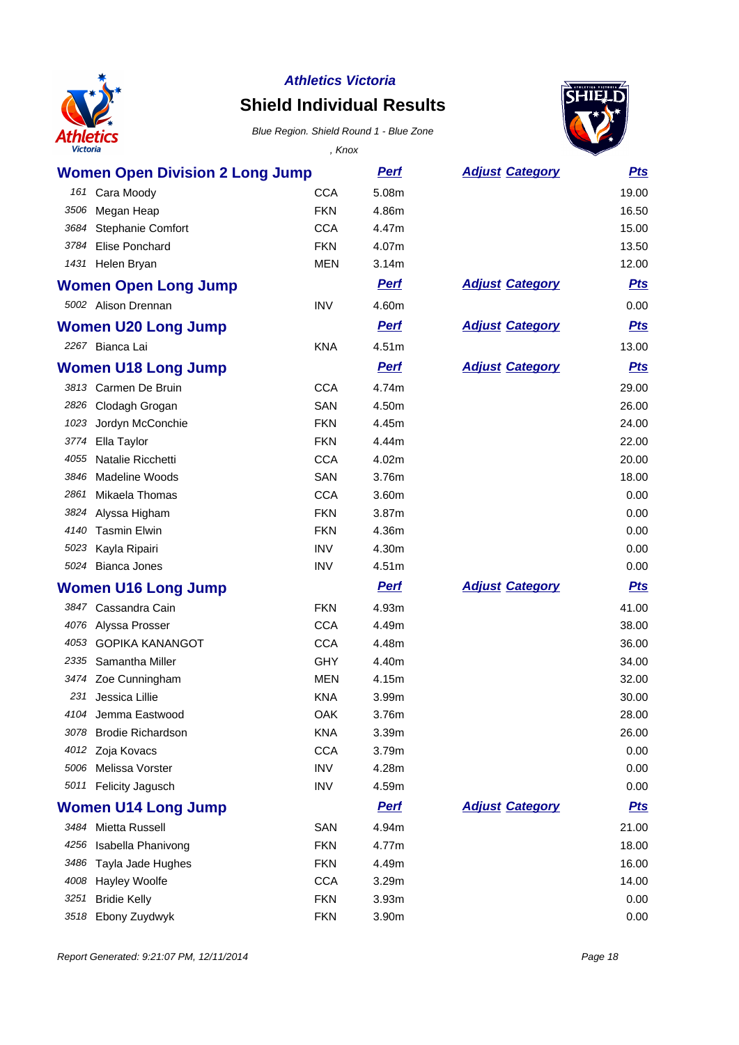*Athletics Victoria*

# Shield Individual Results

*Blue Region. Shield Round 1 - Blue Zone*

*, Knox*

## Women Open Division 2 Long Jump

| | | | Perf | Adjust Category | Pts |
|---|---|---|---|---|---|
| 161 | Cara Moody | CCA | 5.08m | | 19.00 |
| 3506 | Megan Heap | FKN | 4.86m | | 16.50 |
| 3684 | Stephanie Comfort | CCA | 4.47m | | 15.00 |
| 3784 | Elise Ponchard | FKN | 4.07m | | 13.50 |
| 1431 | Helen Bryan | MEN | 3.14m | | 12.00 |

## Women Open Long Jump

| | | | Perf | Adjust Category | Pts |
|---|---|---|---|---|---|
| 5002 | Alison Drennan | INV | 4.60m | | 0.00 |

## Women U20 Long Jump

| | | | Perf | Adjust Category | Pts |
|---|---|---|---|---|---|
| 2267 | Bianca Lai | KNA | 4.51m | | 13.00 |

## Women U18 Long Jump

| | | | Perf | Adjust Category | Pts |
|---|---|---|---|---|---|
| 3813 | Carmen De Bruin | CCA | 4.74m | | 29.00 |
| 2826 | Clodagh Grogan | SAN | 4.50m | | 26.00 |
| 1023 | Jordyn McConchie | FKN | 4.45m | | 24.00 |
| 3774 | Ella Taylor | FKN | 4.44m | | 22.00 |
| 4055 | Natalie Ricchetti | CCA | 4.02m | | 20.00 |
| 3846 | Madeline Woods | SAN | 3.76m | | 18.00 |
| 2861 | Mikaela Thomas | CCA | 3.60m | | 0.00 |
| 3824 | Alyssa Higham | FKN | 3.87m | | 0.00 |
| 4140 | Tasmin Elwin | FKN | 4.36m | | 0.00 |
| 5023 | Kayla Ripairi | INV | 4.30m | | 0.00 |
| 5024 | Bianca Jones | INV | 4.51m | | 0.00 |

## Women U16 Long Jump

| | | | Perf | Adjust Category | Pts |
|---|---|---|---|---|---|
| 3847 | Cassandra Cain | FKN | 4.93m | | 41.00 |
| 4076 | Alyssa Prosser | CCA | 4.49m | | 38.00 |
| 4053 | GOPIKA KANANGOT | CCA | 4.48m | | 36.00 |
| 2335 | Samantha Miller | GHY | 4.40m | | 34.00 |
| 3474 | Zoe Cunningham | MEN | 4.15m | | 32.00 |
| 231 | Jessica Lillie | KNA | 3.99m | | 30.00 |
| 4104 | Jemma Eastwood | OAK | 3.76m | | 28.00 |
| 3078 | Brodie Richardson | KNA | 3.39m | | 26.00 |
| 4012 | Zoja Kovacs | CCA | 3.79m | | 0.00 |
| 5006 | Melissa Vorster | INV | 4.28m | | 0.00 |
| 5011 | Felicity Jagusch | INV | 4.59m | | 0.00 |

## Women U14 Long Jump

| | | | Perf | Adjust Category | Pts |
|---|---|---|---|---|---|
| 3484 | Mietta Russell | SAN | 4.94m | | 21.00 |
| 4256 | Isabella Phanivong | FKN | 4.77m | | 18.00 |
| 3486 | Tayla Jade Hughes | FKN | 4.49m | | 16.00 |
| 4008 | Hayley Woolfe | CCA | 3.29m | | 14.00 |
| 3251 | Bridie Kelly | FKN | 3.93m | | 0.00 |
| 3518 | Ebony Zuydwyk | FKN | 3.90m | | 0.00 |

*Report Generated: 9:21:07 PM, 12/11/2014*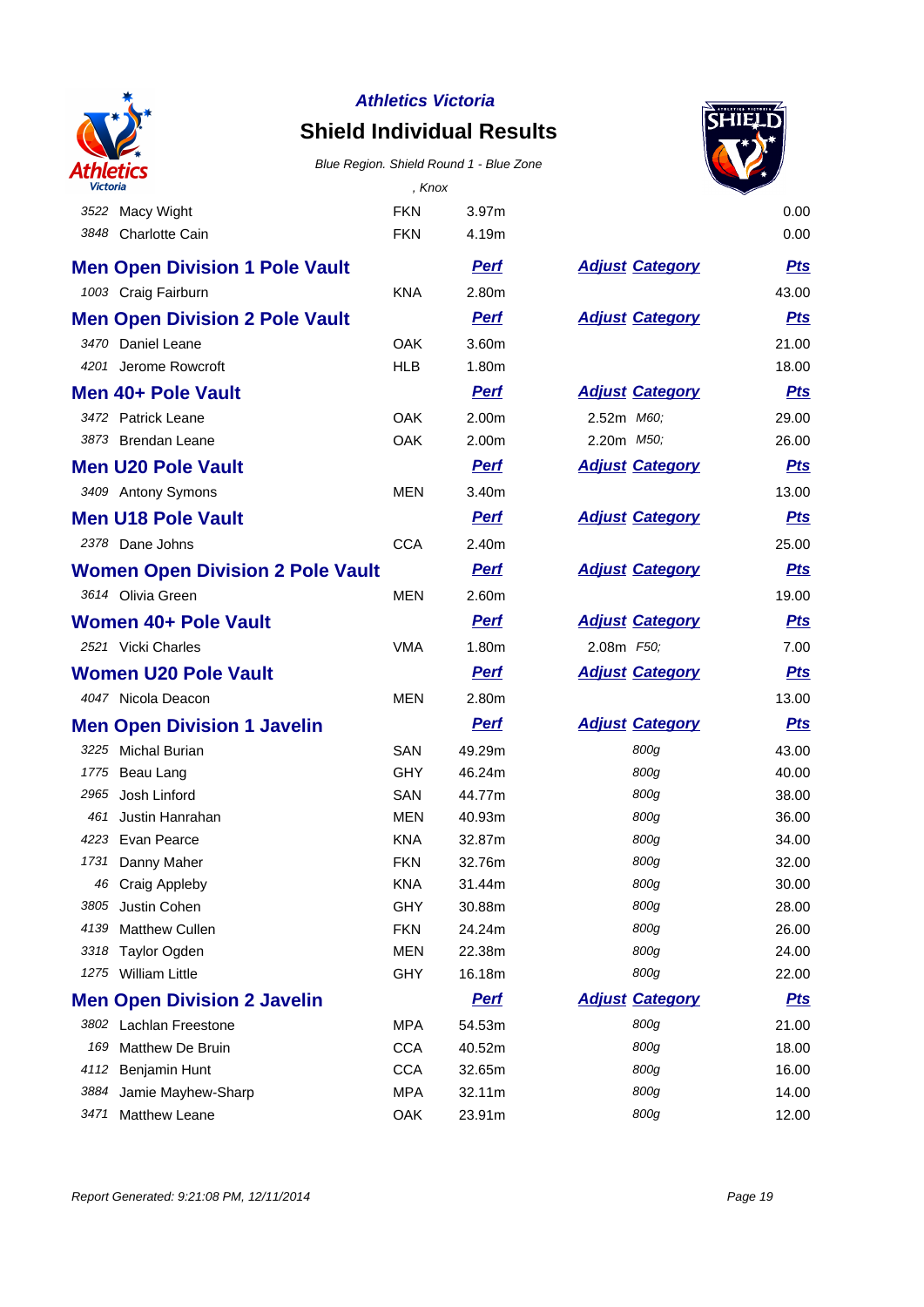# Athletics Victoria

## Shield Individual Results

*Blue Region. Shield Round 1 - Blue Zone*

*, Knox*

| | | | | | |
|---|---|---|---|---|---|
| 3522 | Macy Wight | FKN | 3.97m | | 0.00 |
| 3848 | Charlotte Cain | FKN | 4.19m | | 0.00 |

### Men Open Division 1 Pole Vault

| | | | Perf | Adjust Category | Pts |
|---|---|---|---|---|---|
| 1003 | Craig Fairburn | KNA | 2.80m | | 43.00 |

### Men Open Division 2 Pole Vault

| | | | Perf | Adjust Category | Pts |
|---|---|---|---|---|---|
| 3470 | Daniel Leane | OAK | 3.60m | | 21.00 |
| 4201 | Jerome Rowcroft | HLB | 1.80m | | 18.00 |

### Men 40+ Pole Vault

| | | | Perf | Adjust Category | Pts |
|---|---|---|---|---|---|
| 3472 | Patrick Leane | OAK | 2.00m | 2.52m *M60;* | 29.00 |
| 3873 | Brendan Leane | OAK | 2.00m | 2.20m *M50;* | 26.00 |

### Men U20 Pole Vault

| | | | Perf | Adjust Category | Pts |
|---|---|---|---|---|---|
| 3409 | Antony Symons | MEN | 3.40m | | 13.00 |

### Men U18 Pole Vault

| | | | Perf | Adjust Category | Pts |
|---|---|---|---|---|---|
| 2378 | Dane Johns | CCA | 2.40m | | 25.00 |

### Women Open Division 2 Pole Vault

| | | | Perf | Adjust Category | Pts |
|---|---|---|---|---|---|
| 3614 | Olivia Green | MEN | 2.60m | | 19.00 |

### Women 40+ Pole Vault

| | | | Perf | Adjust Category | Pts |
|---|---|---|---|---|---|
| 2521 | Vicki Charles | VMA | 1.80m | 2.08m *F50;* | 7.00 |

### Women U20 Pole Vault

| | | | Perf | Adjust Category | Pts |
|---|---|---|---|---|---|
| 4047 | Nicola Deacon | MEN | 2.80m | | 13.00 |

### Men Open Division 1 Javelin

| | | | Perf | Adjust Category | Pts |
|---|---|---|---|---|---|
| 3225 | Michal Burian | SAN | 49.29m | *800g* | 43.00 |
| 1775 | Beau Lang | GHY | 46.24m | *800g* | 40.00 |
| 2965 | Josh Linford | SAN | 44.77m | *800g* | 38.00 |
| 461 | Justin Hanrahan | MEN | 40.93m | *800g* | 36.00 |
| 4223 | Evan Pearce | KNA | 32.87m | *800g* | 34.00 |
| 1731 | Danny Maher | FKN | 32.76m | *800g* | 32.00 |
| 46 | Craig Appleby | KNA | 31.44m | *800g* | 30.00 |
| 3805 | Justin Cohen | GHY | 30.88m | *800g* | 28.00 |
| 4139 | Matthew Cullen | FKN | 24.24m | *800g* | 26.00 |
| 3318 | Taylor Ogden | MEN | 22.38m | *800g* | 24.00 |
| 1275 | William Little | GHY | 16.18m | *800g* | 22.00 |

### Men Open Division 2 Javelin

| | | | Perf | Adjust Category | Pts |
|---|---|---|---|---|---|
| 3802 | Lachlan Freestone | MPA | 54.53m | *800g* | 21.00 |
| 169 | Matthew De Bruin | CCA | 40.52m | *800g* | 18.00 |
| 4112 | Benjamin Hunt | CCA | 32.65m | *800g* | 16.00 |
| 3884 | Jamie Mayhew-Sharp | MPA | 32.11m | *800g* | 14.00 |
| 3471 | Matthew Leane | OAK | 23.91m | *800g* | 12.00 |

*Report Generated: 9:21:08 PM, 12/11/2014*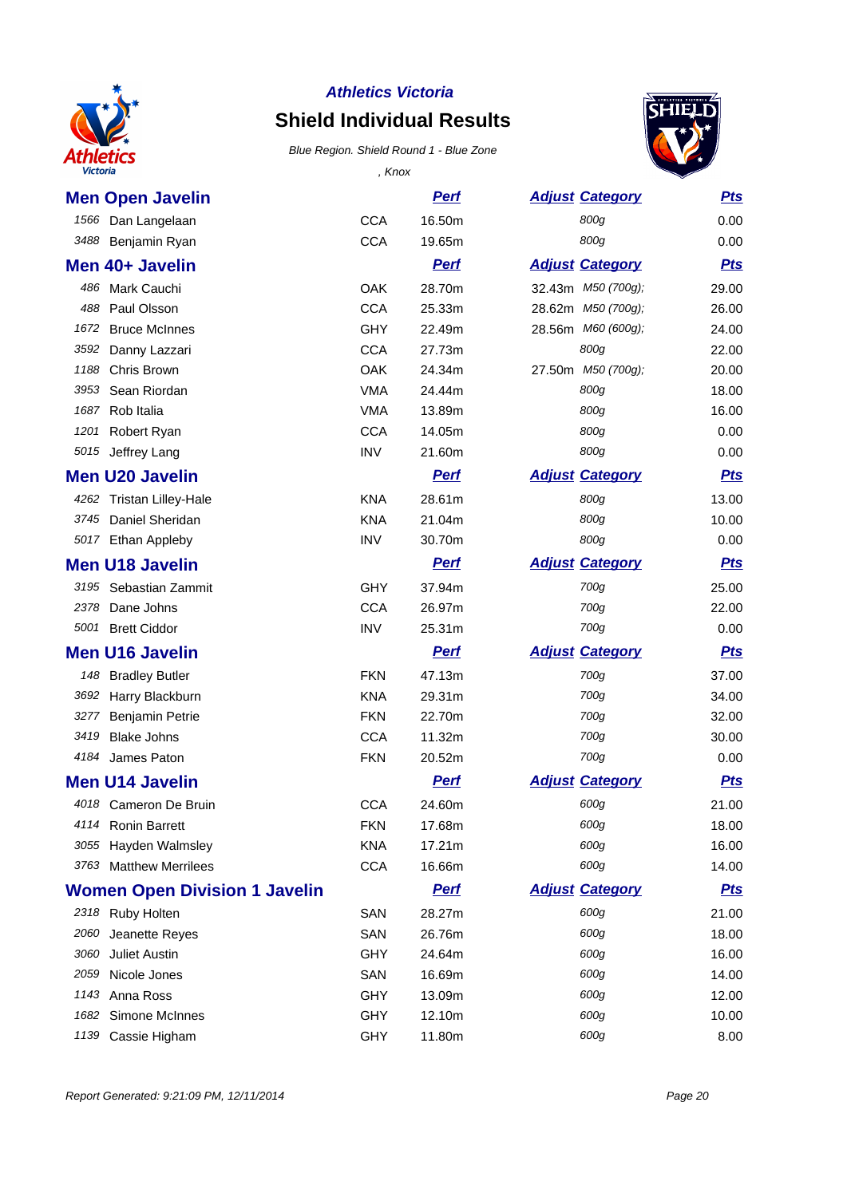*Athletics Victoria*

# Shield Individual Results

*Blue Region. Shield Round 1 - Blue Zone*

*, Knox*

## Men Open Javelin

| | | | Perf | Adjust | Category | Pts |
|---|---|---|---|---|---|---|
| 1566 | Dan Langelaan | CCA | 16.50m | | 800g | 0.00 |
| 3488 | Benjamin Ryan | CCA | 19.65m | | 800g | 0.00 |

## Men 40+ Javelin

| | | | Perf | Adjust | Category | Pts |
|---|---|---|---|---|---|---|
| 486 | Mark Cauchi | OAK | 28.70m | 32.43m | M50 (700g); | 29.00 |
| 488 | Paul Olsson | CCA | 25.33m | 28.62m | M50 (700g); | 26.00 |
| 1672 | Bruce McInnes | GHY | 22.49m | 28.56m | M60 (600g); | 24.00 |
| 3592 | Danny Lazzari | CCA | 27.73m | | 800g | 22.00 |
| 1188 | Chris Brown | OAK | 24.34m | 27.50m | M50 (700g); | 20.00 |
| 3953 | Sean Riordan | VMA | 24.44m | | 800g | 18.00 |
| 1687 | Rob Italia | VMA | 13.89m | | 800g | 16.00 |
| 1201 | Robert Ryan | CCA | 14.05m | | 800g | 0.00 |
| 5015 | Jeffrey Lang | INV | 21.60m | | 800g | 0.00 |

## Men U20 Javelin

| | | | Perf | Adjust | Category | Pts |
|---|---|---|---|---|---|---|
| 4262 | Tristan Lilley-Hale | KNA | 28.61m | | 800g | 13.00 |
| 3745 | Daniel Sheridan | KNA | 21.04m | | 800g | 10.00 |
| 5017 | Ethan Appleby | INV | 30.70m | | 800g | 0.00 |

## Men U18 Javelin

| | | | Perf | Adjust | Category | Pts |
|---|---|---|---|---|---|---|
| 3195 | Sebastian Zammit | GHY | 37.94m | | 700g | 25.00 |
| 2378 | Dane Johns | CCA | 26.97m | | 700g | 22.00 |
| 5001 | Brett Ciddor | INV | 25.31m | | 700g | 0.00 |

## Men U16 Javelin

| | | | Perf | Adjust | Category | Pts |
|---|---|---|---|---|---|---|
| 148 | Bradley Butler | FKN | 47.13m | | 700g | 37.00 |
| 3692 | Harry Blackburn | KNA | 29.31m | | 700g | 34.00 |
| 3277 | Benjamin Petrie | FKN | 22.70m | | 700g | 32.00 |
| 3419 | Blake Johns | CCA | 11.32m | | 700g | 30.00 |
| 4184 | James Paton | FKN | 20.52m | | 700g | 0.00 |

## Men U14 Javelin

| | | | Perf | Adjust | Category | Pts |
|---|---|---|---|---|---|---|
| 4018 | Cameron De Bruin | CCA | 24.60m | | 600g | 21.00 |
| 4114 | Ronin Barrett | FKN | 17.68m | | 600g | 18.00 |
| 3055 | Hayden Walmsley | KNA | 17.21m | | 600g | 16.00 |
| 3763 | Matthew Merrilees | CCA | 16.66m | | 600g | 14.00 |

## Women Open Division 1 Javelin

| | | | Perf | Adjust | Category | Pts |
|---|---|---|---|---|---|---|
| 2318 | Ruby Holten | SAN | 28.27m | | 600g | 21.00 |
| 2060 | Jeanette Reyes | SAN | 26.76m | | 600g | 18.00 |
| 3060 | Juliet Austin | GHY | 24.64m | | 600g | 16.00 |
| 2059 | Nicole Jones | SAN | 16.69m | | 600g | 14.00 |
| 1143 | Anna Ross | GHY | 13.09m | | 600g | 12.00 |
| 1682 | Simone McInnes | GHY | 12.10m | | 600g | 10.00 |
| 1139 | Cassie Higham | GHY | 11.80m | | 600g | 8.00 |

*Report Generated: 9:21:09 PM, 12/11/2014*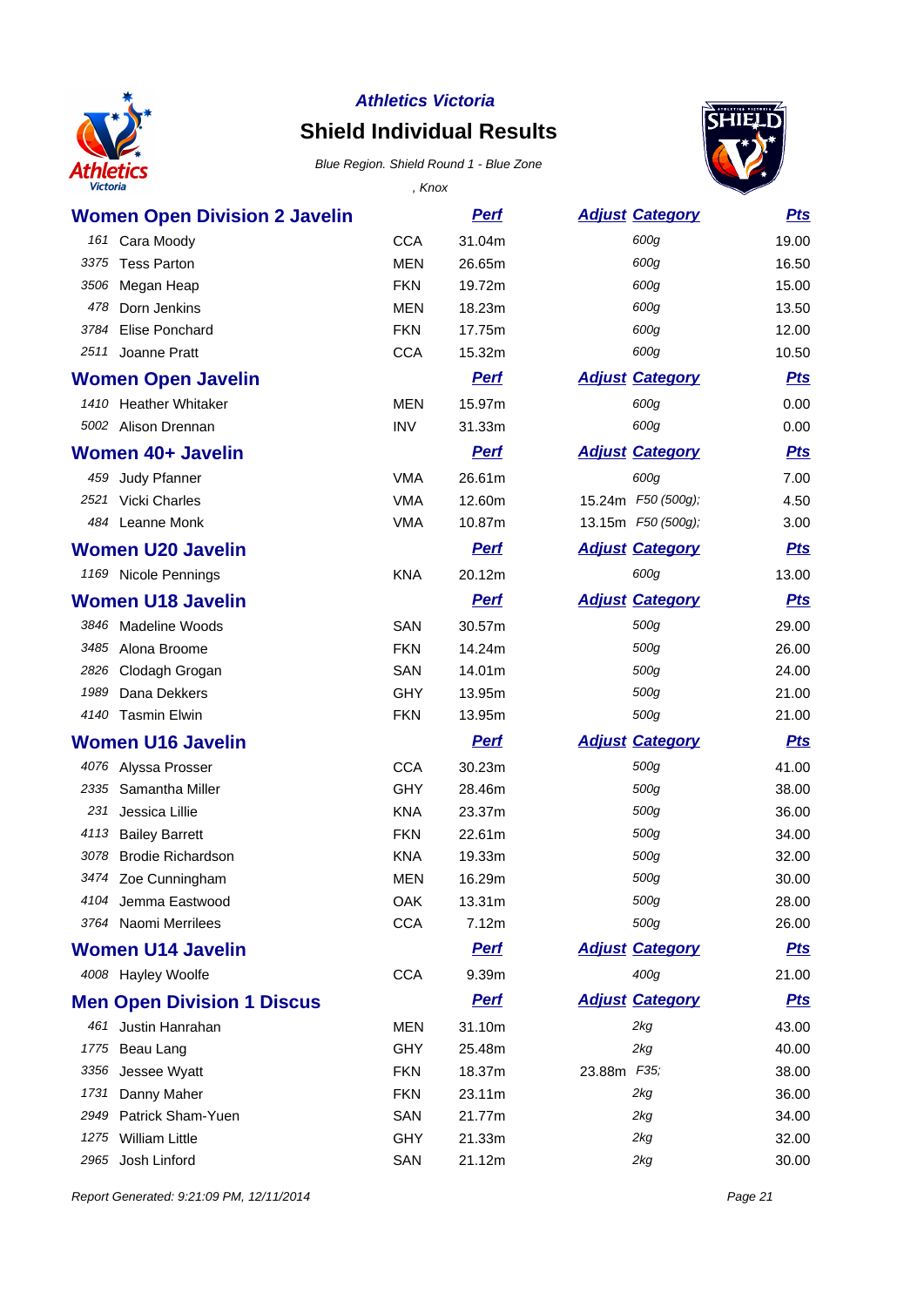*Athletics Victoria*

# Shield Individual Results

*Blue Region. Shield Round 1 - Blue Zone*

*, Knox*

## Women Open Division 2 Javelin

| | | | Perf | Adjust | Category | Pts |
|---|---|---|---|---|---|---|
| 161 | Cara Moody | CCA | 31.04m | | 600g | 19.00 |
| 3375 | Tess Parton | MEN | 26.65m | | 600g | 16.50 |
| 3506 | Megan Heap | FKN | 19.72m | | 600g | 15.00 |
| 478 | Dorn Jenkins | MEN | 18.23m | | 600g | 13.50 |
| 3784 | Elise Ponchard | FKN | 17.75m | | 600g | 12.00 |
| 2511 | Joanne Pratt | CCA | 15.32m | | 600g | 10.50 |

## Women Open Javelin

| | | | Perf | Adjust | Category | Pts |
|---|---|---|---|---|---|---|
| 1410 | Heather Whitaker | MEN | 15.97m | | 600g | 0.00 |
| 5002 | Alison Drennan | INV | 31.33m | | 600g | 0.00 |

## Women 40+ Javelin

| | | | Perf | Adjust | Category | Pts |
|---|---|---|---|---|---|---|
| 459 | Judy Pfanner | VMA | 26.61m | | 600g | 7.00 |
| 2521 | Vicki Charles | VMA | 12.60m | 15.24m | F50 (500g); | 4.50 |
| 484 | Leanne Monk | VMA | 10.87m | 13.15m | F50 (500g); | 3.00 |

## Women U20 Javelin

| | | | Perf | Adjust | Category | Pts |
|---|---|---|---|---|---|---|
| 1169 | Nicole Pennings | KNA | 20.12m | | 600g | 13.00 |

## Women U18 Javelin

| | | | Perf | Adjust | Category | Pts |
|---|---|---|---|---|---|---|
| 3846 | Madeline Woods | SAN | 30.57m | | 500g | 29.00 |
| 3485 | Alona Broome | FKN | 14.24m | | 500g | 26.00 |
| 2826 | Clodagh Grogan | SAN | 14.01m | | 500g | 24.00 |
| 1989 | Dana Dekkers | GHY | 13.95m | | 500g | 21.00 |
| 4140 | Tasmin Elwin | FKN | 13.95m | | 500g | 21.00 |

## Women U16 Javelin

| | | | Perf | Adjust | Category | Pts |
|---|---|---|---|---|---|---|
| 4076 | Alyssa Prosser | CCA | 30.23m | | 500g | 41.00 |
| 2335 | Samantha Miller | GHY | 28.46m | | 500g | 38.00 |
| 231 | Jessica Lillie | KNA | 23.37m | | 500g | 36.00 |
| 4113 | Bailey Barrett | FKN | 22.61m | | 500g | 34.00 |
| 3078 | Brodie Richardson | KNA | 19.33m | | 500g | 32.00 |
| 3474 | Zoe Cunningham | MEN | 16.29m | | 500g | 30.00 |
| 4104 | Jemma Eastwood | OAK | 13.31m | | 500g | 28.00 |
| 3764 | Naomi Merrilees | CCA | 7.12m | | 500g | 26.00 |

## Women U14 Javelin

| | | | Perf | Adjust | Category | Pts |
|---|---|---|---|---|---|---|
| 4008 | Hayley Woolfe | CCA | 9.39m | | 400g | 21.00 |

## Men Open Division 1 Discus

| | | | Perf | Adjust | Category | Pts |
|---|---|---|---|---|---|---|
| 461 | Justin Hanrahan | MEN | 31.10m | | 2kg | 43.00 |
| 1775 | Beau Lang | GHY | 25.48m | | 2kg | 40.00 |
| 3356 | Jessee Wyatt | FKN | 18.37m | 23.88m | F35; | 38.00 |
| 1731 | Danny Maher | FKN | 23.11m | | 2kg | 36.00 |
| 2949 | Patrick Sham-Yuen | SAN | 21.77m | | 2kg | 34.00 |
| 1275 | William Little | GHY | 21.33m | | 2kg | 32.00 |
| 2965 | Josh Linford | SAN | 21.12m | | 2kg | 30.00 |

*Report Generated: 9:21:09 PM, 12/11/2014*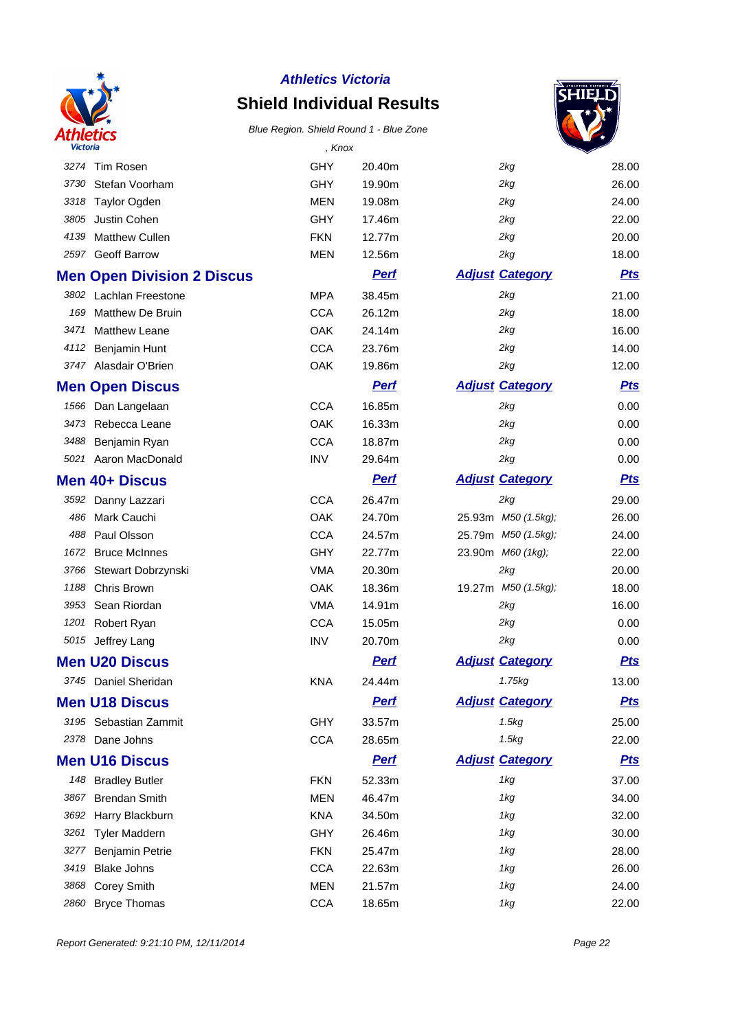**Athletics Victoria**

# Shield Individual Results

*Blue Region. Shield Round 1 - Blue Zone*

*, Knox*

| | | | | | | |
|---|---|---|---|---|---|---|
| 3274 | Tim Rosen | GHY | 20.40m | | 2kg | 28.00 |
| 3730 | Stefan Voorham | GHY | 19.90m | | 2kg | 26.00 |
| 3318 | Taylor Ogden | MEN | 19.08m | | 2kg | 24.00 |
| 3805 | Justin Cohen | GHY | 17.46m | | 2kg | 22.00 |
| 4139 | Matthew Cullen | FKN | 12.77m | | 2kg | 20.00 |
| 2597 | Geoff Barrow | MEN | 12.56m | | 2kg | 18.00 |

## Men Open Division 2 Discus

| | | | Perf | Adjust | Category | Pts |
|---|---|---|---|---|---|---|
| 3802 | Lachlan Freestone | MPA | 38.45m | | 2kg | 21.00 |
| 169 | Matthew De Bruin | CCA | 26.12m | | 2kg | 18.00 |
| 3471 | Matthew Leane | OAK | 24.14m | | 2kg | 16.00 |
| 4112 | Benjamin Hunt | CCA | 23.76m | | 2kg | 14.00 |
| 3747 | Alasdair O'Brien | OAK | 19.86m | | 2kg | 12.00 |

## Men Open Discus

| | | | Perf | Adjust | Category | Pts |
|---|---|---|---|---|---|---|
| 1566 | Dan Langelaan | CCA | 16.85m | | 2kg | 0.00 |
| 3473 | Rebecca Leane | OAK | 16.33m | | 2kg | 0.00 |
| 3488 | Benjamin Ryan | CCA | 18.87m | | 2kg | 0.00 |
| 5021 | Aaron MacDonald | INV | 29.64m | | 2kg | 0.00 |

## Men 40+ Discus

| | | | Perf | Adjust | Category | Pts |
|---|---|---|---|---|---|---|
| 3592 | Danny Lazzari | CCA | 26.47m | | 2kg | 29.00 |
| 486 | Mark Cauchi | OAK | 24.70m | 25.93m | M50 (1.5kg); | 26.00 |
| 488 | Paul Olsson | CCA | 24.57m | 25.79m | M50 (1.5kg); | 24.00 |
| 1672 | Bruce McInnes | GHY | 22.77m | 23.90m | M60 (1kg); | 22.00 |
| 3766 | Stewart Dobrzynski | VMA | 20.30m | | 2kg | 20.00 |
| 1188 | Chris Brown | OAK | 18.36m | 19.27m | M50 (1.5kg); | 18.00 |
| 3953 | Sean Riordan | VMA | 14.91m | | 2kg | 16.00 |
| 1201 | Robert Ryan | CCA | 15.05m | | 2kg | 0.00 |
| 5015 | Jeffrey Lang | INV | 20.70m | | 2kg | 0.00 |

## Men U20 Discus

| | | | Perf | Adjust | Category | Pts |
|---|---|---|---|---|---|---|
| 3745 | Daniel Sheridan | KNA | 24.44m | | 1.75kg | 13.00 |

## Men U18 Discus

| | | | Perf | Adjust | Category | Pts |
|---|---|---|---|---|---|---|
| 3195 | Sebastian Zammit | GHY | 33.57m | | 1.5kg | 25.00 |
| 2378 | Dane Johns | CCA | 28.65m | | 1.5kg | 22.00 |

## Men U16 Discus

| | | | Perf | Adjust | Category | Pts |
|---|---|---|---|---|---|---|
| 148 | Bradley Butler | FKN | 52.33m | | 1kg | 37.00 |
| 3867 | Brendan Smith | MEN | 46.47m | | 1kg | 34.00 |
| 3692 | Harry Blackburn | KNA | 34.50m | | 1kg | 32.00 |
| 3261 | Tyler Maddern | GHY | 26.46m | | 1kg | 30.00 |
| 3277 | Benjamin Petrie | FKN | 25.47m | | 1kg | 28.00 |
| 3419 | Blake Johns | CCA | 22.63m | | 1kg | 26.00 |
| 3868 | Corey Smith | MEN | 21.57m | | 1kg | 24.00 |
| 2860 | Bryce Thomas | CCA | 18.65m | | 1kg | 22.00 |

*Report Generated: 9:21:10 PM, 12/11/2014*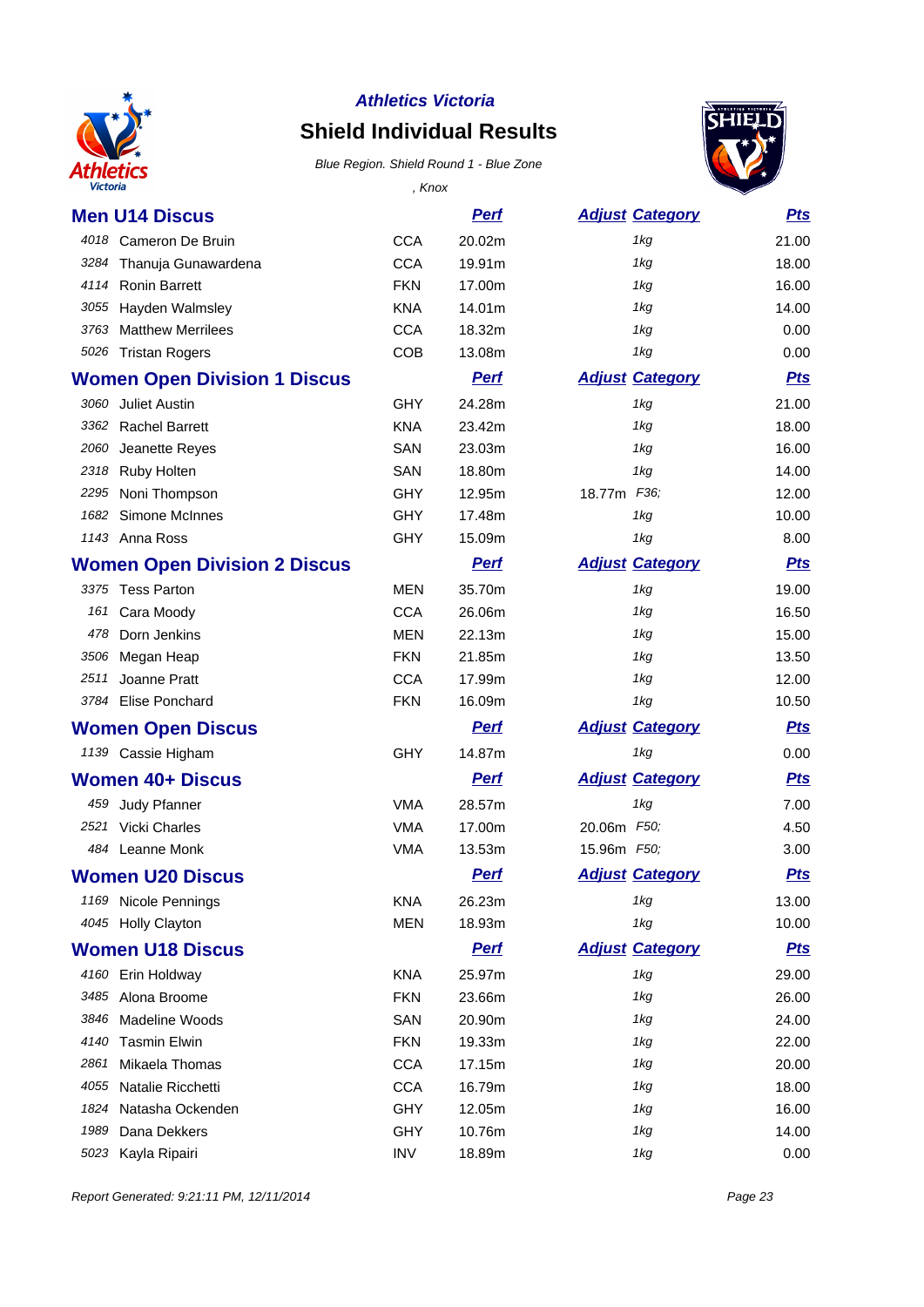## Athletics Victoria

# Shield Individual Results

*Blue Region. Shield Round 1 - Blue Zone*

*, Knox*

### Men U14 Discus

| | | | Perf | Adjust | Category | Pts |
|---|---|---|---|---|---|---|
| 4018 | Cameron De Bruin | CCA | 20.02m | | 1kg | 21.00 |
| 3284 | Thanuja Gunawardena | CCA | 19.91m | | 1kg | 18.00 |
| 4114 | Ronin Barrett | FKN | 17.00m | | 1kg | 16.00 |
| 3055 | Hayden Walmsley | KNA | 14.01m | | 1kg | 14.00 |
| 3763 | Matthew Merrilees | CCA | 18.32m | | 1kg | 0.00 |
| 5026 | Tristan Rogers | COB | 13.08m | | 1kg | 0.00 |

### Women Open Division 1 Discus

| | | | Perf | Adjust | Category | Pts |
|---|---|---|---|---|---|---|
| 3060 | Juliet Austin | GHY | 24.28m | | 1kg | 21.00 |
| 3362 | Rachel Barrett | KNA | 23.42m | | 1kg | 18.00 |
| 2060 | Jeanette Reyes | SAN | 23.03m | | 1kg | 16.00 |
| 2318 | Ruby Holten | SAN | 18.80m | | 1kg | 14.00 |
| 2295 | Noni Thompson | GHY | 12.95m | 18.77m | F36; | 12.00 |
| 1682 | Simone McInnes | GHY | 17.48m | | 1kg | 10.00 |
| 1143 | Anna Ross | GHY | 15.09m | | 1kg | 8.00 |

### Women Open Division 2 Discus

| | | | Perf | Adjust | Category | Pts |
|---|---|---|---|---|---|---|
| 3375 | Tess Parton | MEN | 35.70m | | 1kg | 19.00 |
| 161 | Cara Moody | CCA | 26.06m | | 1kg | 16.50 |
| 478 | Dorn Jenkins | MEN | 22.13m | | 1kg | 15.00 |
| 3506 | Megan Heap | FKN | 21.85m | | 1kg | 13.50 |
| 2511 | Joanne Pratt | CCA | 17.99m | | 1kg | 12.00 |
| 3784 | Elise Ponchard | FKN | 16.09m | | 1kg | 10.50 |

### Women Open Discus

| | | | Perf | Adjust | Category | Pts |
|---|---|---|---|---|---|---|
| 1139 | Cassie Higham | GHY | 14.87m | | 1kg | 0.00 |

### Women 40+ Discus

| | | | Perf | Adjust | Category | Pts |
|---|---|---|---|---|---|---|
| 459 | Judy Pfanner | VMA | 28.57m | | 1kg | 7.00 |
| 2521 | Vicki Charles | VMA | 17.00m | 20.06m | F50; | 4.50 |
| 484 | Leanne Monk | VMA | 13.53m | 15.96m | F50; | 3.00 |

### Women U20 Discus

| | | | Perf | Adjust | Category | Pts |
|---|---|---|---|---|---|---|
| 1169 | Nicole Pennings | KNA | 26.23m | | 1kg | 13.00 |
| 4045 | Holly Clayton | MEN | 18.93m | | 1kg | 10.00 |

### Women U18 Discus

| | | | Perf | Adjust | Category | Pts |
|---|---|---|---|---|---|---|
| 4160 | Erin Holdway | KNA | 25.97m | | 1kg | 29.00 |
| 3485 | Alona Broome | FKN | 23.66m | | 1kg | 26.00 |
| 3846 | Madeline Woods | SAN | 20.90m | | 1kg | 24.00 |
| 4140 | Tasmin Elwin | FKN | 19.33m | | 1kg | 22.00 |
| 2861 | Mikaela Thomas | CCA | 17.15m | | 1kg | 20.00 |
| 4055 | Natalie Ricchetti | CCA | 16.79m | | 1kg | 18.00 |
| 1824 | Natasha Ockenden | GHY | 12.05m | | 1kg | 16.00 |
| 1989 | Dana Dekkers | GHY | 10.76m | | 1kg | 14.00 |
| 5023 | Kayla Ripairi | INV | 18.89m | | 1kg | 0.00 |

*Report Generated: 9:21:11 PM, 12/11/2014*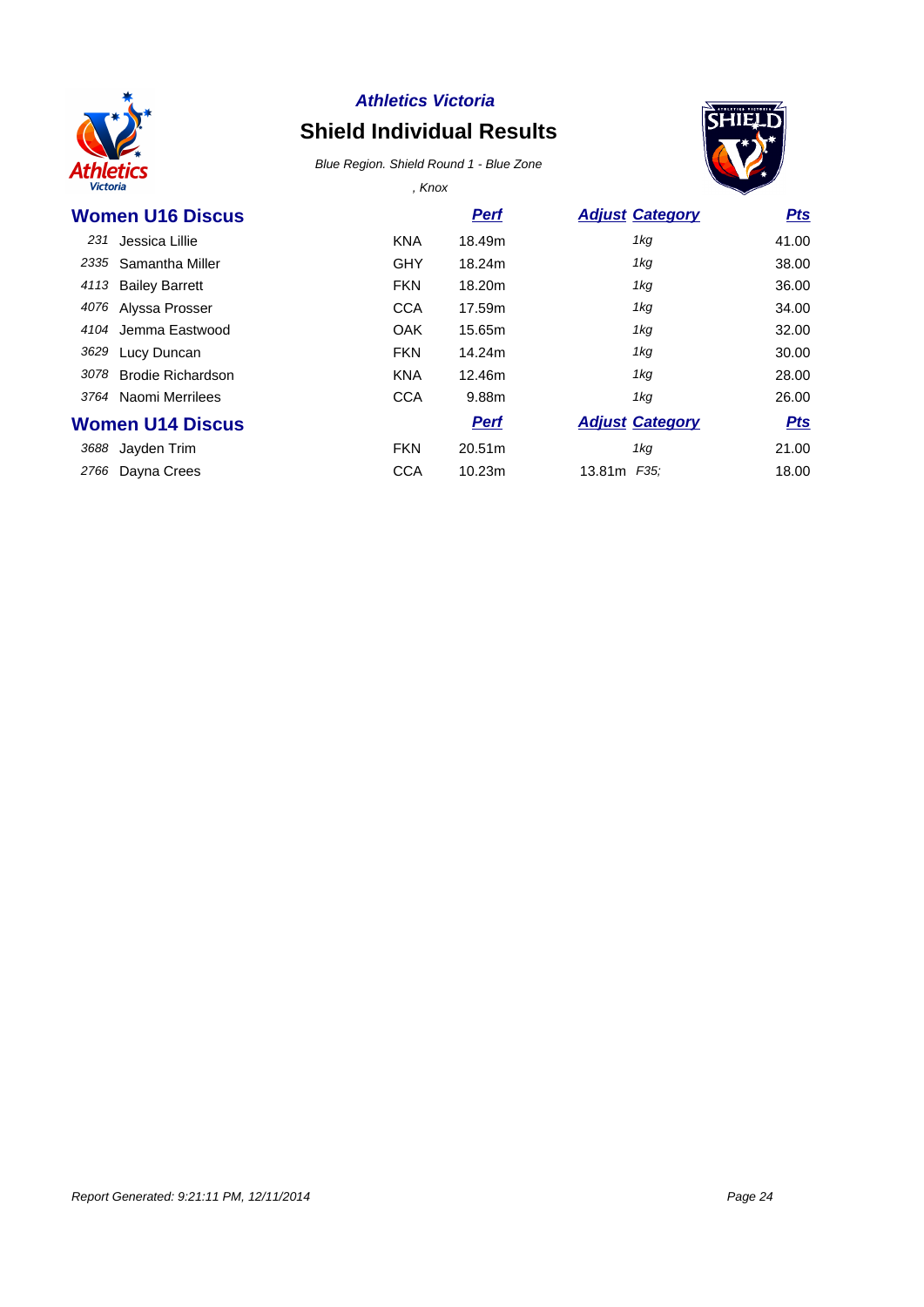***Athletics Victoria***

# Shield Individual Results

*Blue Region. Shield Round 1 - Blue Zone*

*, Knox*

## Women U16 Discus

| | | | Perf | Adjust | Category | Pts |
|---|---|---|---|---|---|---|
| *231* | Jessica Lillie | KNA | 18.49m | | *1kg* | 41.00 |
| *2335* | Samantha Miller | GHY | 18.24m | | *1kg* | 38.00 |
| *4113* | Bailey Barrett | FKN | 18.20m | | *1kg* | 36.00 |
| *4076* | Alyssa Prosser | CCA | 17.59m | | *1kg* | 34.00 |
| *4104* | Jemma Eastwood | OAK | 15.65m | | *1kg* | 32.00 |
| *3629* | Lucy Duncan | FKN | 14.24m | | *1kg* | 30.00 |
| *3078* | Brodie Richardson | KNA | 12.46m | | *1kg* | 28.00 |
| *3764* | Naomi Merrilees | CCA | 9.88m | | *1kg* | 26.00 |

## Women U14 Discus

| | | | Perf | Adjust | Category | Pts |
|---|---|---|---|---|---|---|
| *3688* | Jayden Trim | FKN | 20.51m | | *1kg* | 21.00 |
| *2766* | Dayna Crees | CCA | 10.23m | 13.81m | *F35;* | 18.00 |

*Report Generated: 9:21:11 PM, 12/11/2014*